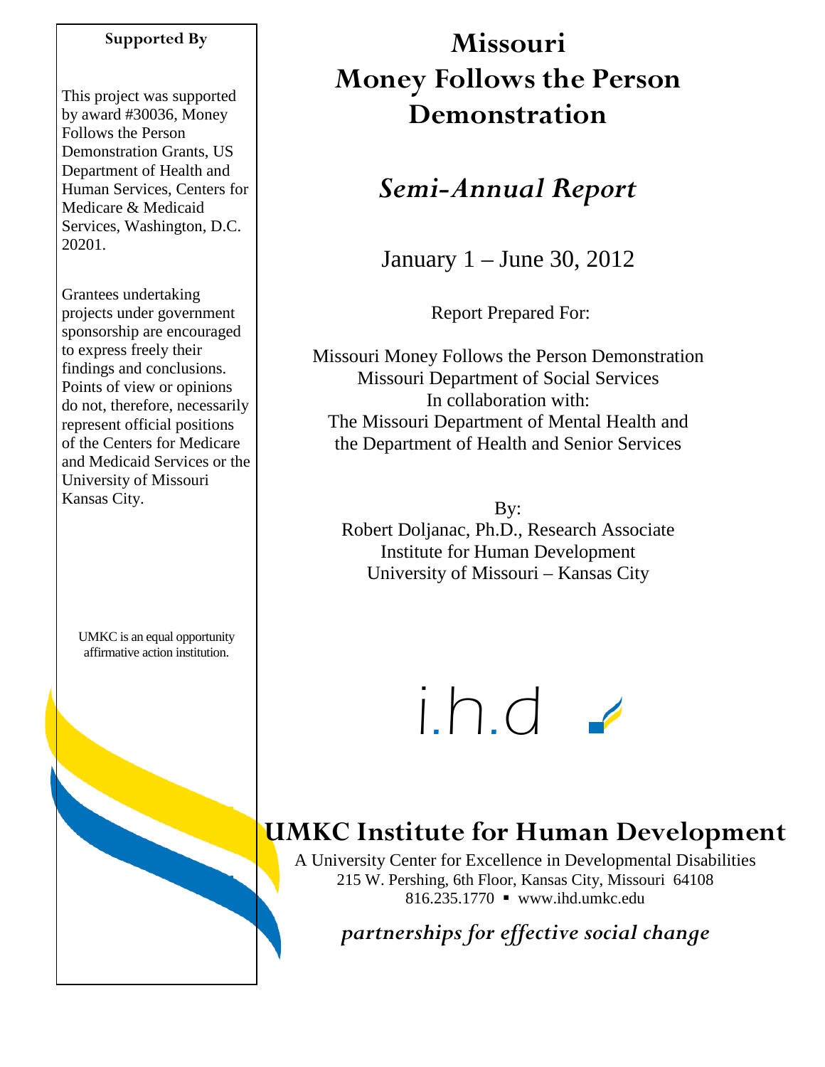# Missouri Money Follows the Person Demonstration

## *Semi-Annual Report*

January 1 – June 30, 2012

Report Prepared For:

Missouri Money Follows the Person Demonstration
Missouri Department of Social Services
In collaboration with:
The Missouri Department of Mental Health and
the Department of Health and Senior Services

By:
Robert Doljanac, Ph.D., Research Associate
Institute for Human Development
University of Missouri – Kansas City

i.h.d

## UMKC Institute for Human Development

A University Center for Excellence in Developmental Disabilities
215 W. Pershing, 6th Floor, Kansas City, Missouri 64108
816.235.1770 ▪ www.ihd.umkc.edu

*partnerships for effective social change*

**Supported By**

This project was supported by award #30036, Money Follows the Person Demonstration Grants, US Department of Health and Human Services, Centers for Medicare & Medicaid Services, Washington, D.C. 20201.

Grantees undertaking projects under government sponsorship are encouraged to express freely their findings and conclusions. Points of view or opinions do not, therefore, necessarily represent official positions of the Centers for Medicare and Medicaid Services or the University of Missouri Kansas City.

UMKC is an equal opportunity affirmative action institution.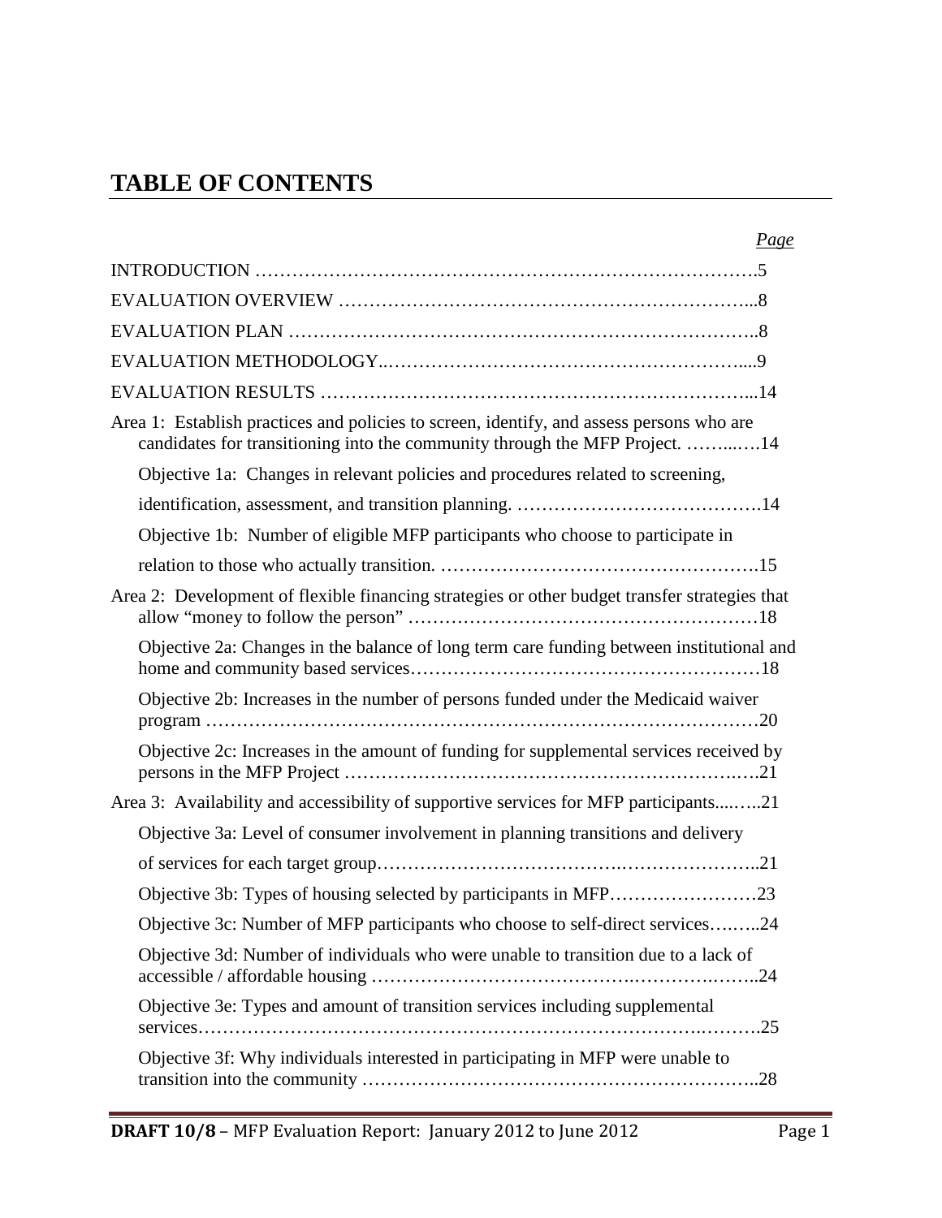# TABLE OF CONTENTS

| | *Page* |
|---|---|
| INTRODUCTION | 5 |
| EVALUATION OVERVIEW | 8 |
| EVALUATION PLAN | 8 |
| EVALUATION METHODOLOGY | 9 |
| EVALUATION RESULTS | 14 |
| Area 1: Establish practices and policies to screen, identify, and assess persons who are candidates for transitioning into the community through the MFP Project. | 14 |
| Objective 1a: Changes in relevant policies and procedures related to screening, identification, assessment, and transition planning. | 14 |
| Objective 1b: Number of eligible MFP participants who choose to participate in relation to those who actually transition. | 15 |
| Area 2: Development of flexible financing strategies or other budget transfer strategies that allow "money to follow the person" | 18 |
| Objective 2a: Changes in the balance of long term care funding between institutional and home and community based services | 18 |
| Objective 2b: Increases in the number of persons funded under the Medicaid waiver program | 20 |
| Objective 2c: Increases in the amount of funding for supplemental services received by persons in the MFP Project | 21 |
| Area 3: Availability and accessibility of supportive services for MFP participants | 21 |
| Objective 3a: Level of consumer involvement in planning transitions and delivery of services for each target group | 21 |
| Objective 3b: Types of housing selected by participants in MFP | 23 |
| Objective 3c: Number of MFP participants who choose to self-direct services | 24 |
| Objective 3d: Number of individuals who were unable to transition due to a lack of accessible / affordable housing | 24 |
| Objective 3e: Types and amount of transition services including supplemental services | 25 |
| Objective 3f: Why individuals interested in participating in MFP were unable to transition into the community | 28 |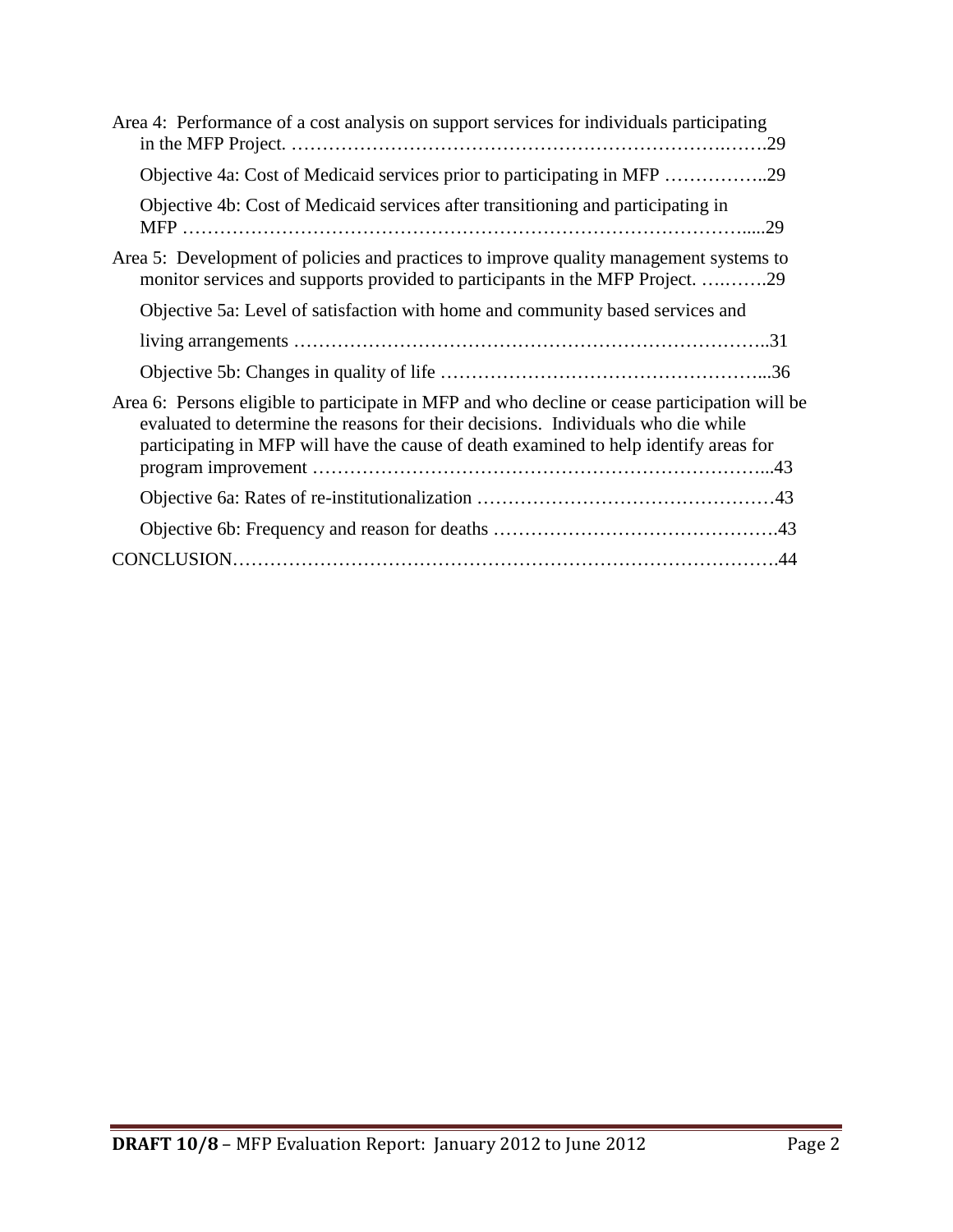Area 4: Performance of a cost analysis on support services for individuals participating in the MFP Project. ……………………………………………………………….…….29

Objective 4a: Cost of Medicaid services prior to participating in MFP ……………..29

Objective 4b: Cost of Medicaid services after transitioning and participating in MFP …………………………………………………………………………….....29

Area 5: Development of policies and practices to improve quality management systems to monitor services and supports provided to participants in the MFP Project. ….…….29

Objective 5a: Level of satisfaction with home and community based services and living arrangements …………………………………………………………………..31

Objective 5b: Changes in quality of life ……………………………………………...36

Area 6: Persons eligible to participate in MFP and who decline or cease participation will be evaluated to determine the reasons for their decisions. Individuals who die while participating in MFP will have the cause of death examined to help identify areas for program improvement ……………………………………………………………...43

Objective 6a: Rates of re-institutionalization …………………………………………43

Objective 6b: Frequency and reason for deaths ……………………………………….43

CONCLUSION……………………………………………………………………………….44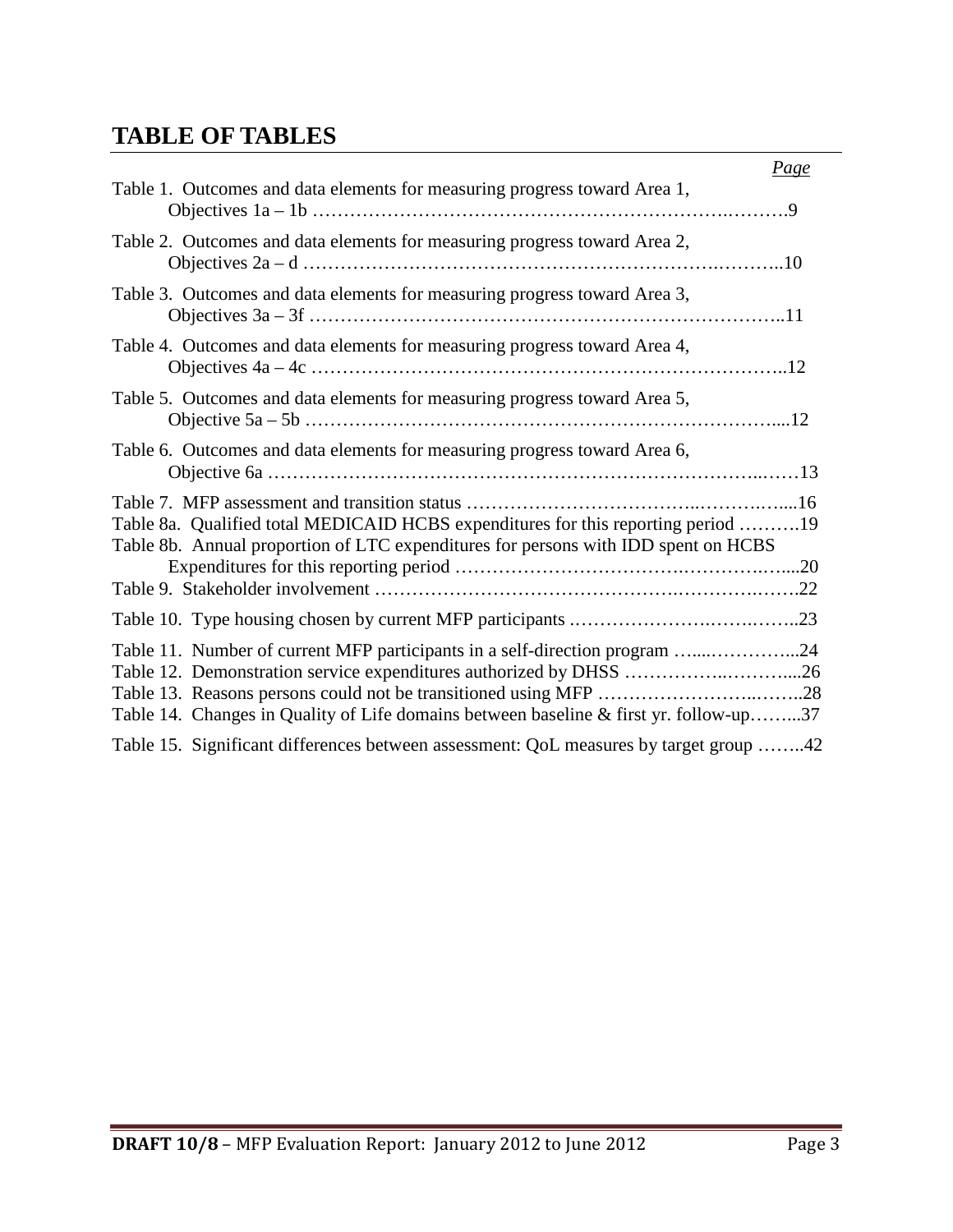## TABLE OF TABLES

| | Page |
|---|---|
| Table 1. Outcomes and data elements for measuring progress toward Area 1, Objectives 1a – 1b | 9 |
| Table 2. Outcomes and data elements for measuring progress toward Area 2, Objectives 2a – d | 10 |
| Table 3. Outcomes and data elements for measuring progress toward Area 3, Objectives 3a – 3f | 11 |
| Table 4. Outcomes and data elements for measuring progress toward Area 4, Objectives 4a – 4c | 12 |
| Table 5. Outcomes and data elements for measuring progress toward Area 5, Objective 5a – 5b | 12 |
| Table 6. Outcomes and data elements for measuring progress toward Area 6, Objective 6a | 13 |
| Table 7. MFP assessment and transition status | 16 |
| Table 8a. Qualified total MEDICAID HCBS expenditures for this reporting period | 19 |
| Table 8b. Annual proportion of LTC expenditures for persons with IDD spent on HCBS Expenditures for this reporting period | 20 |
| Table 9. Stakeholder involvement | 22 |
| Table 10. Type housing chosen by current MFP participants | 23 |
| Table 11. Number of current MFP participants in a self-direction program | 24 |
| Table 12. Demonstration service expenditures authorized by DHSS | 26 |
| Table 13. Reasons persons could not be transitioned using MFP | 28 |
| Table 14. Changes in Quality of Life domains between baseline & first yr. follow-up | 37 |
| Table 15. Significant differences between assessment: QoL measures by target group | 42 |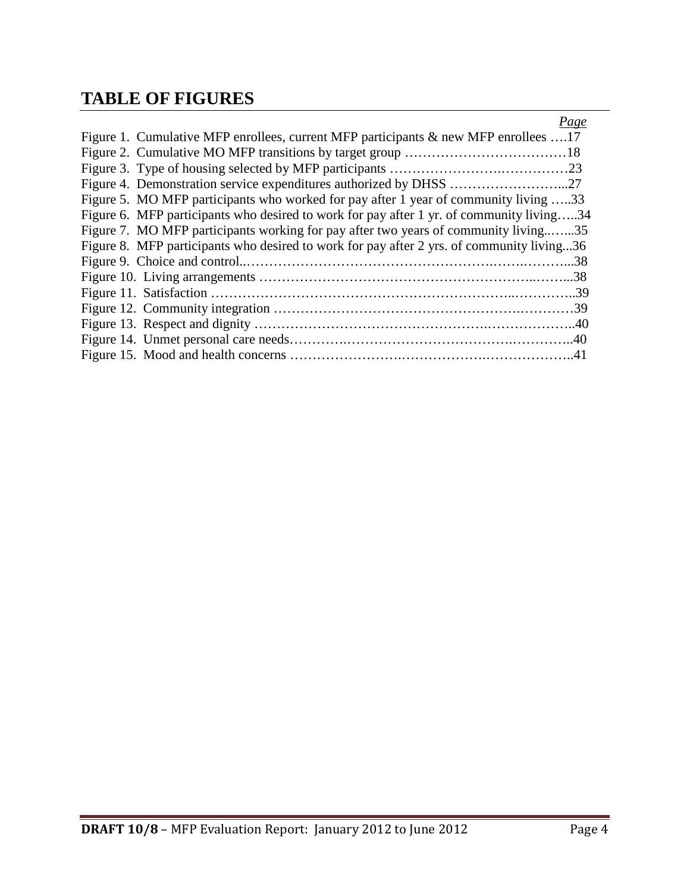# TABLE OF FIGURES

*Page*

Figure 1. Cumulative MFP enrollees, current MFP participants & new MFP enrollees ….17
Figure 2. Cumulative MO MFP transitions by target group ………………………………18
Figure 3. Type of housing selected by MFP participants ……………………..……………23
Figure 4. Demonstration service expenditures authorized by DHSS ……………………...27
Figure 5. MO MFP participants who worked for pay after 1 year of community living …..33
Figure 6. MFP participants who desired to work for pay after 1 yr. of community living…..34
Figure 7. MO MFP participants working for pay after two years of community living..…...35
Figure 8. MFP participants who desired to work for pay after 2 yrs. of community living...36
Figure 9. Choice and control..……………………………………………….…….………...38
Figure 10. Living arrangements ……………….…………………………………..……...38
Figure 11. Satisfaction ………………………………………………………..…………..39
Figure 12. Community integration …………………………………………….…………39
Figure 13. Respect and dignity ……………………………………….………………..40
Figure 14. Unmet personal care needs………….…………………………….…………..40
Figure 15. Mood and health concerns ……………………..………………..………………..41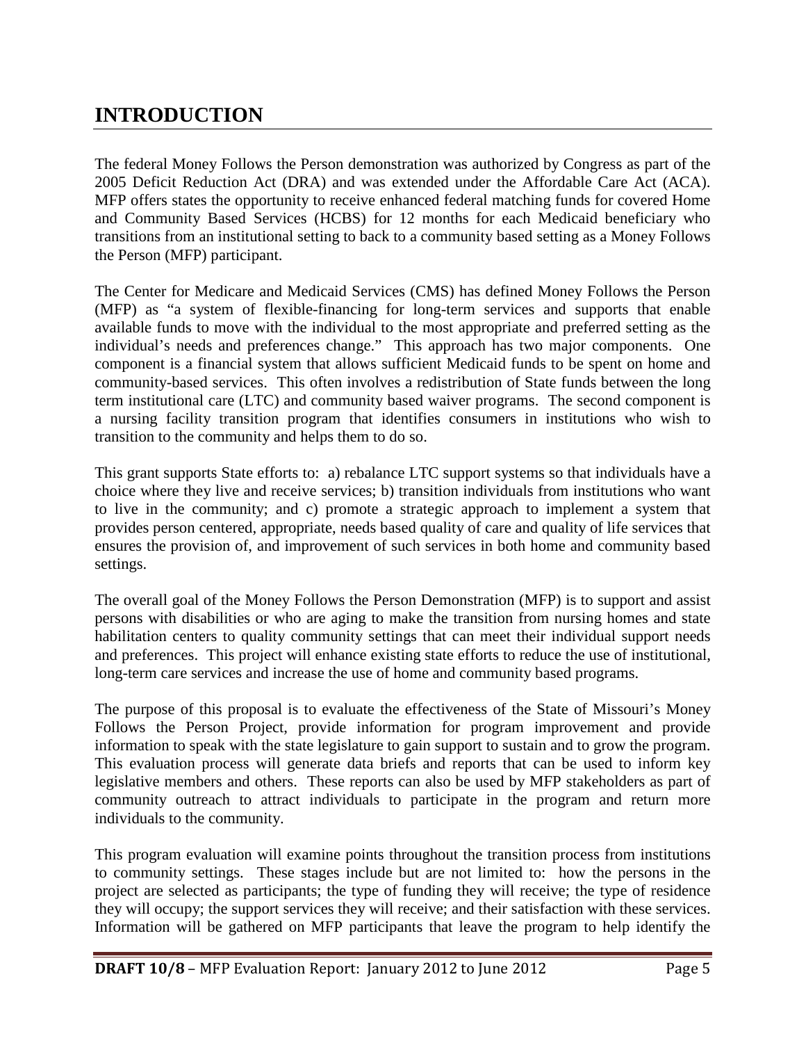# INTRODUCTION

The federal Money Follows the Person demonstration was authorized by Congress as part of the 2005 Deficit Reduction Act (DRA) and was extended under the Affordable Care Act (ACA). MFP offers states the opportunity to receive enhanced federal matching funds for covered Home and Community Based Services (HCBS) for 12 months for each Medicaid beneficiary who transitions from an institutional setting to back to a community based setting as a Money Follows the Person (MFP) participant.

The Center for Medicare and Medicaid Services (CMS) has defined Money Follows the Person (MFP) as "a system of flexible-financing for long-term services and supports that enable available funds to move with the individual to the most appropriate and preferred setting as the individual's needs and preferences change." This approach has two major components. One component is a financial system that allows sufficient Medicaid funds to be spent on home and community-based services. This often involves a redistribution of State funds between the long term institutional care (LTC) and community based waiver programs. The second component is a nursing facility transition program that identifies consumers in institutions who wish to transition to the community and helps them to do so.

This grant supports State efforts to: a) rebalance LTC support systems so that individuals have a choice where they live and receive services; b) transition individuals from institutions who want to live in the community; and c) promote a strategic approach to implement a system that provides person centered, appropriate, needs based quality of care and quality of life services that ensures the provision of, and improvement of such services in both home and community based settings.

The overall goal of the Money Follows the Person Demonstration (MFP) is to support and assist persons with disabilities or who are aging to make the transition from nursing homes and state habilitation centers to quality community settings that can meet their individual support needs and preferences. This project will enhance existing state efforts to reduce the use of institutional, long-term care services and increase the use of home and community based programs.

The purpose of this proposal is to evaluate the effectiveness of the State of Missouri's Money Follows the Person Project, provide information for program improvement and provide information to speak with the state legislature to gain support to sustain and to grow the program. This evaluation process will generate data briefs and reports that can be used to inform key legislative members and others. These reports can also be used by MFP stakeholders as part of community outreach to attract individuals to participate in the program and return more individuals to the community.

This program evaluation will examine points throughout the transition process from institutions to community settings. These stages include but are not limited to: how the persons in the project are selected as participants; the type of funding they will receive; the type of residence they will occupy; the support services they will receive; and their satisfaction with these services. Information will be gathered on MFP participants that leave the program to help identify the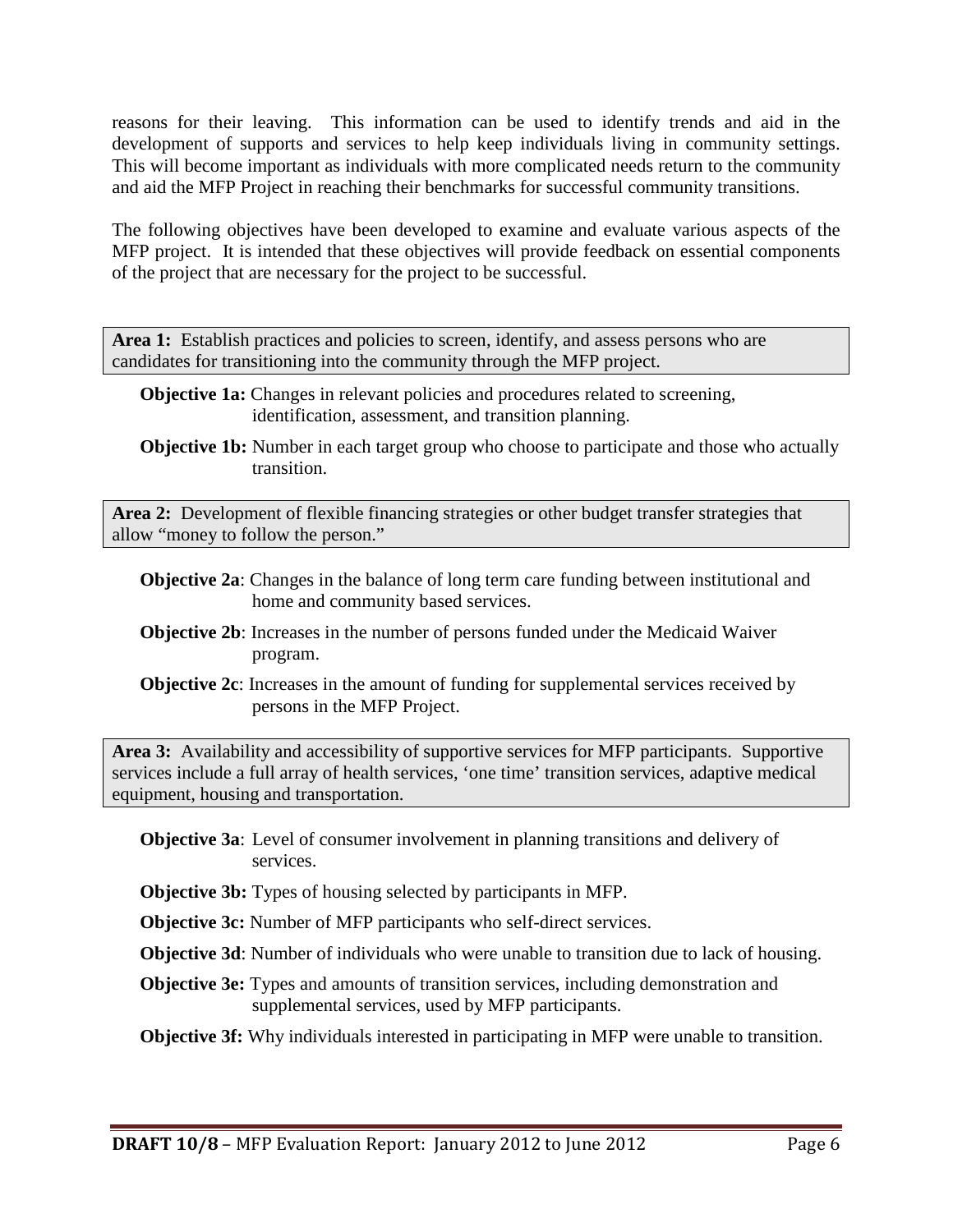reasons for their leaving. This information can be used to identify trends and aid in the development of supports and services to help keep individuals living in community settings. This will become important as individuals with more complicated needs return to the community and aid the MFP Project in reaching their benchmarks for successful community transitions.

The following objectives have been developed to examine and evaluate various aspects of the MFP project. It is intended that these objectives will provide feedback on essential components of the project that are necessary for the project to be successful.

**Area 1:** Establish practices and policies to screen, identify, and assess persons who are candidates for transitioning into the community through the MFP project.

**Objective 1a:** Changes in relevant policies and procedures related to screening, identification, assessment, and transition planning.

**Objective 1b:** Number in each target group who choose to participate and those who actually transition.

**Area 2:** Development of flexible financing strategies or other budget transfer strategies that allow "money to follow the person."

**Objective 2a**: Changes in the balance of long term care funding between institutional and home and community based services.

**Objective 2b**: Increases in the number of persons funded under the Medicaid Waiver program.

**Objective 2c**: Increases in the amount of funding for supplemental services received by persons in the MFP Project.

**Area 3:** Availability and accessibility of supportive services for MFP participants. Supportive services include a full array of health services, 'one time' transition services, adaptive medical equipment, housing and transportation.

**Objective 3a**: Level of consumer involvement in planning transitions and delivery of services.

**Objective 3b:** Types of housing selected by participants in MFP.

**Objective 3c:** Number of MFP participants who self-direct services.

**Objective 3d**: Number of individuals who were unable to transition due to lack of housing.

**Objective 3e:** Types and amounts of transition services, including demonstration and supplemental services, used by MFP participants.

**Objective 3f:** Why individuals interested in participating in MFP were unable to transition.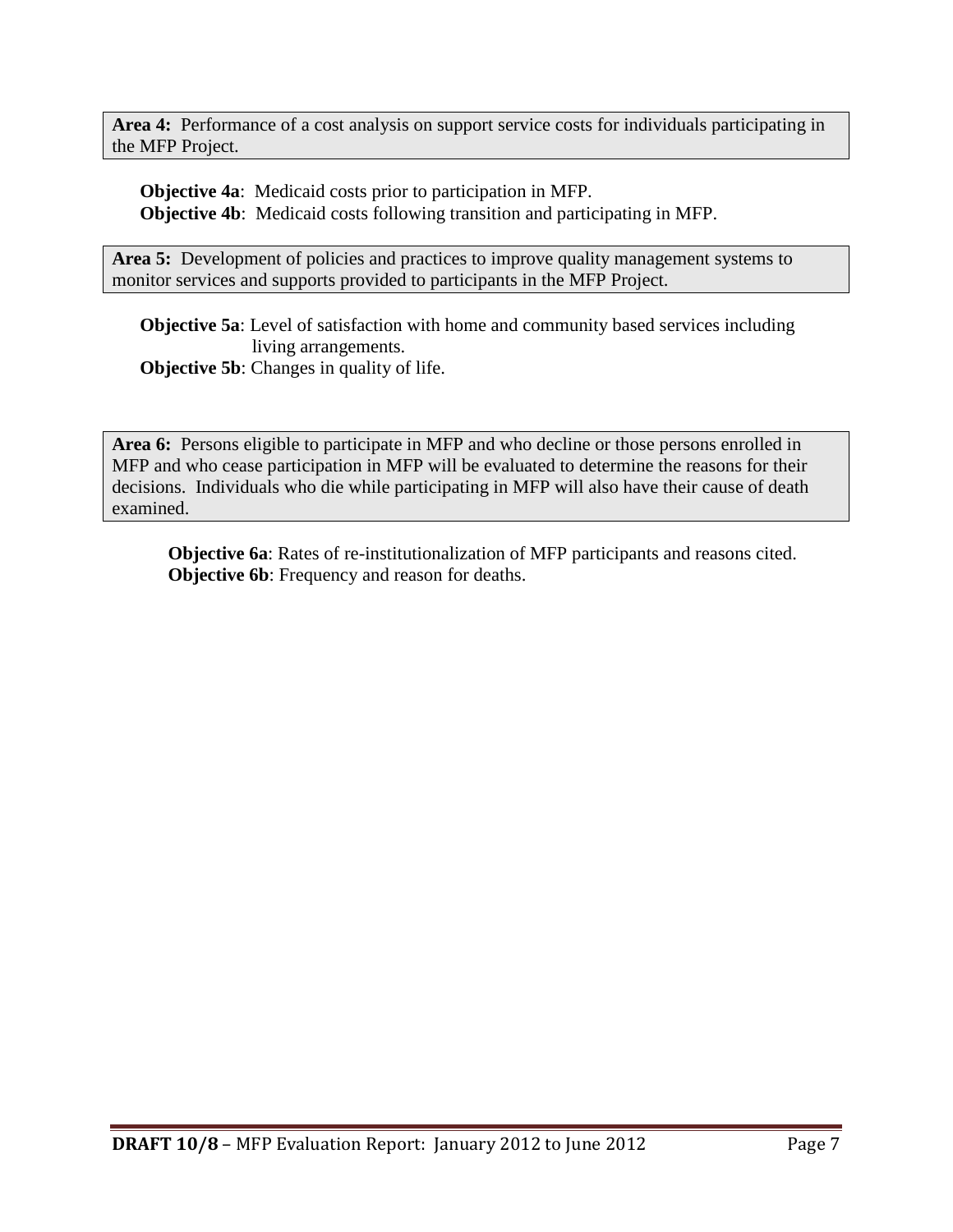**Area 4:** Performance of a cost analysis on support service costs for individuals participating in the MFP Project.

**Objective 4a**: Medicaid costs prior to participation in MFP.
**Objective 4b**: Medicaid costs following transition and participating in MFP.

**Area 5:** Development of policies and practices to improve quality management systems to monitor services and supports provided to participants in the MFP Project.

**Objective 5a**: Level of satisfaction with home and community based services including living arrangements.
**Objective 5b**: Changes in quality of life.

**Area 6:** Persons eligible to participate in MFP and who decline or those persons enrolled in MFP and who cease participation in MFP will be evaluated to determine the reasons for their decisions. Individuals who die while participating in MFP will also have their cause of death examined.

**Objective 6a**: Rates of re-institutionalization of MFP participants and reasons cited.
**Objective 6b**: Frequency and reason for deaths.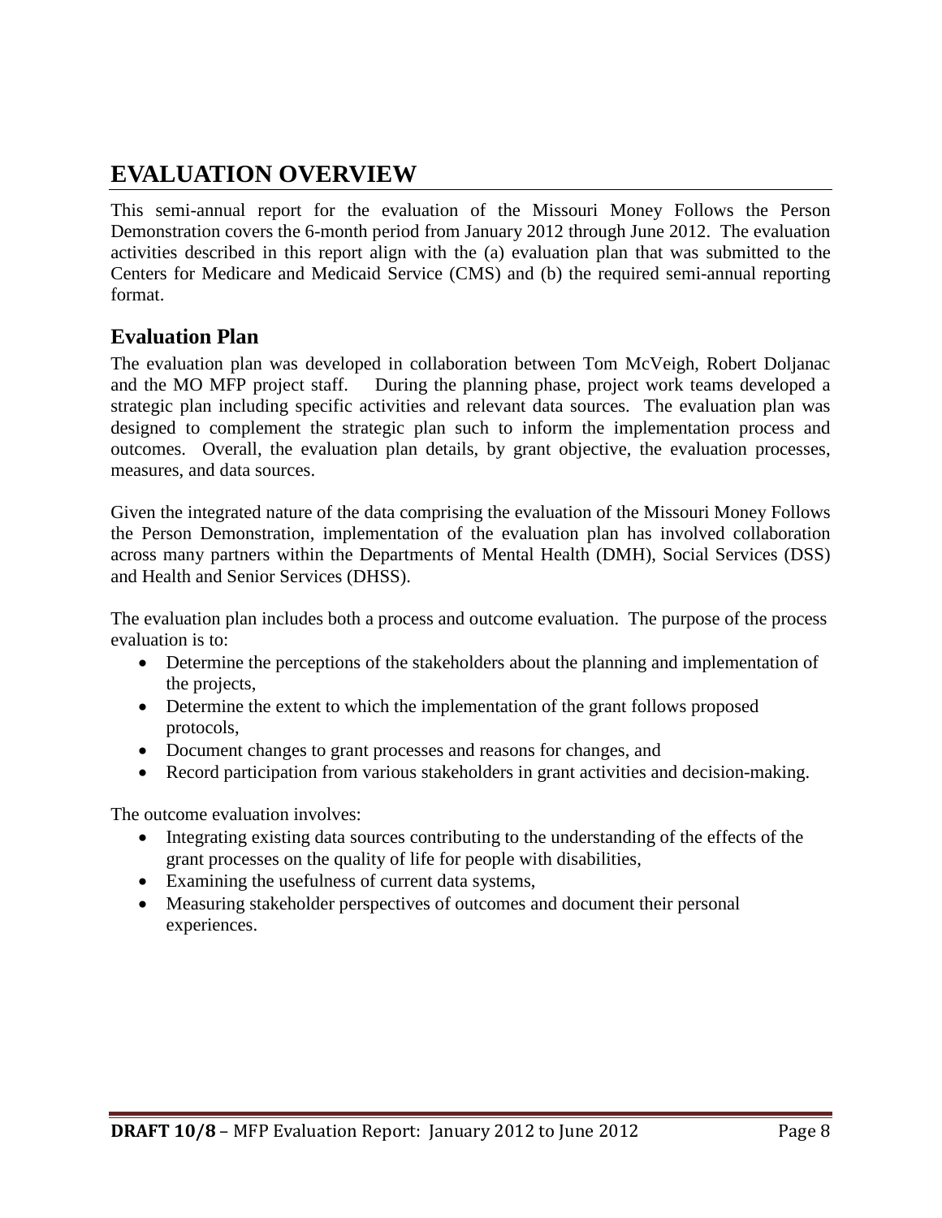# EVALUATION OVERVIEW

This semi-annual report for the evaluation of the Missouri Money Follows the Person Demonstration covers the 6-month period from January 2012 through June 2012. The evaluation activities described in this report align with the (a) evaluation plan that was submitted to the Centers for Medicare and Medicaid Service (CMS) and (b) the required semi-annual reporting format.

## Evaluation Plan

The evaluation plan was developed in collaboration between Tom McVeigh, Robert Doljanac and the MO MFP project staff. During the planning phase, project work teams developed a strategic plan including specific activities and relevant data sources. The evaluation plan was designed to complement the strategic plan such to inform the implementation process and outcomes. Overall, the evaluation plan details, by grant objective, the evaluation processes, measures, and data sources.

Given the integrated nature of the data comprising the evaluation of the Missouri Money Follows the Person Demonstration, implementation of the evaluation plan has involved collaboration across many partners within the Departments of Mental Health (DMH), Social Services (DSS) and Health and Senior Services (DHSS).

The evaluation plan includes both a process and outcome evaluation. The purpose of the process evaluation is to:

- Determine the perceptions of the stakeholders about the planning and implementation of the projects,
- Determine the extent to which the implementation of the grant follows proposed protocols,
- Document changes to grant processes and reasons for changes, and
- Record participation from various stakeholders in grant activities and decision-making.

The outcome evaluation involves:

- Integrating existing data sources contributing to the understanding of the effects of the grant processes on the quality of life for people with disabilities,
- Examining the usefulness of current data systems,
- Measuring stakeholder perspectives of outcomes and document their personal experiences.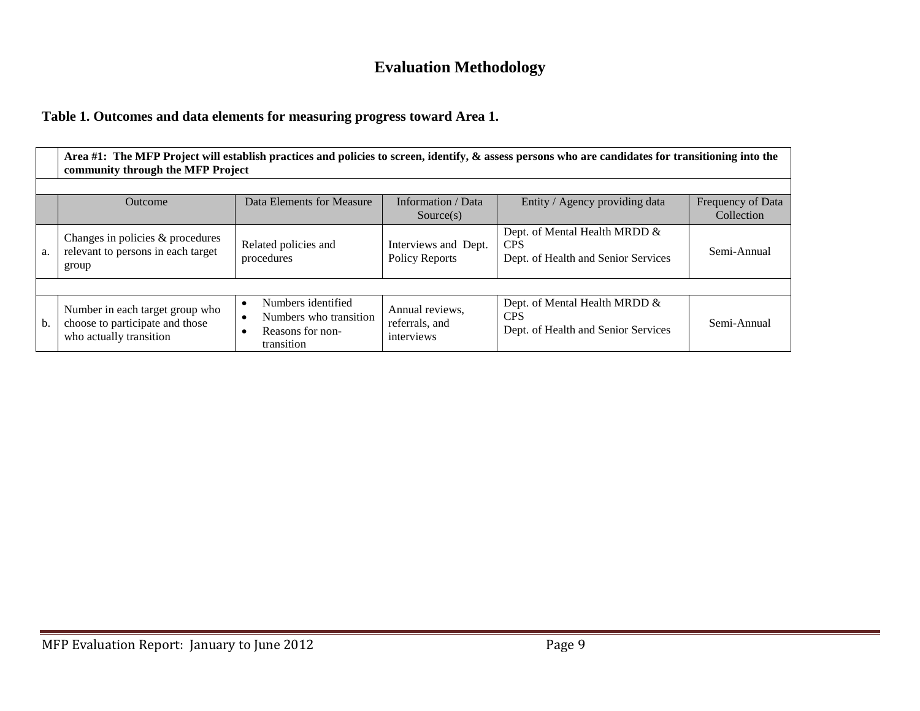# Evaluation Methodology

**Table 1. Outcomes and data elements for measuring progress toward Area 1.**

| | **Area #1: The MFP Project will establish practices and policies to screen, identify, & assess persons who are candidates for transitioning into the community through the MFP Project** | | | | |
|---|---|---|---|---|---|
| | Outcome | Data Elements for Measure | Information / Data Source(s) | Entity / Agency providing data | Frequency of Data Collection |
| a. | Changes in policies & procedures relevant to persons in each target group | Related policies and procedures | Interviews and Dept. Policy Reports | Dept. of Mental Health MRDD & CPS<br>Dept. of Health and Senior Services | Semi-Annual |
| b. | Number in each target group who choose to participate and those who actually transition | • Numbers identified<br>• Numbers who transition<br>• Reasons for non-transition | Annual reviews, referrals, and interviews | Dept. of Mental Health MRDD & CPS<br>Dept. of Health and Senior Services | Semi-Annual |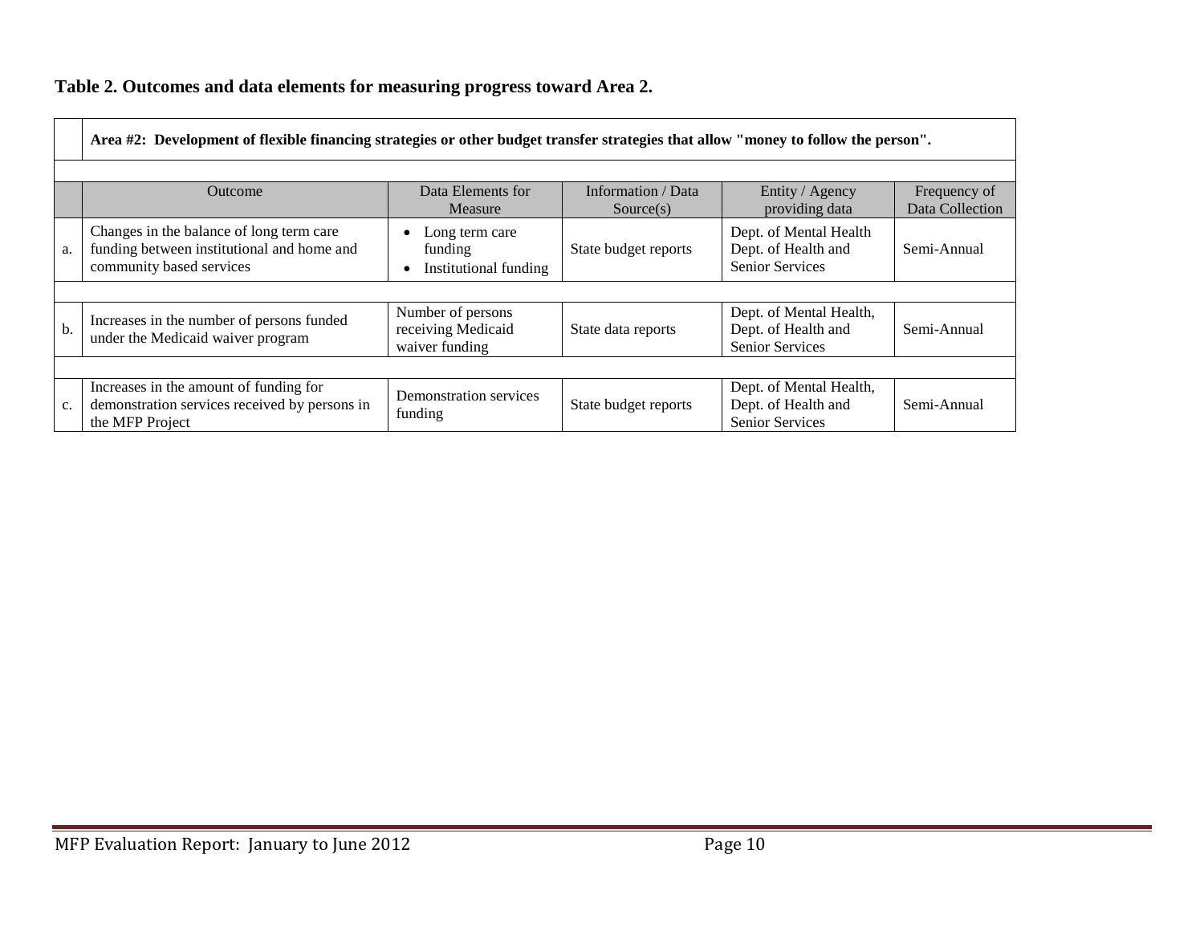**Table 2. Outcomes and data elements for measuring progress toward Area 2.**

| | Outcome | Data Elements for Measure | Information / Data Source(s) | Entity / Agency providing data | Frequency of Data Collection |
|---|---|---|---|---|---|
| | **Area #2: Development of flexible financing strategies or other budget transfer strategies that allow "money to follow the person".** | | | | |
| a. | Changes in the balance of long term care funding between institutional and home and community based services | • Long term care funding<br>• Institutional funding | State budget reports | Dept. of Mental Health Dept. of Health and Senior Services | Semi-Annual |
| b. | Increases in the number of persons funded under the Medicaid waiver program | Number of persons receiving Medicaid waiver funding | State data reports | Dept. of Mental Health, Dept. of Health and Senior Services | Semi-Annual |
| c. | Increases in the amount of funding for demonstration services received by persons in the MFP Project | Demonstration services funding | State budget reports | Dept. of Mental Health, Dept. of Health and Senior Services | Semi-Annual |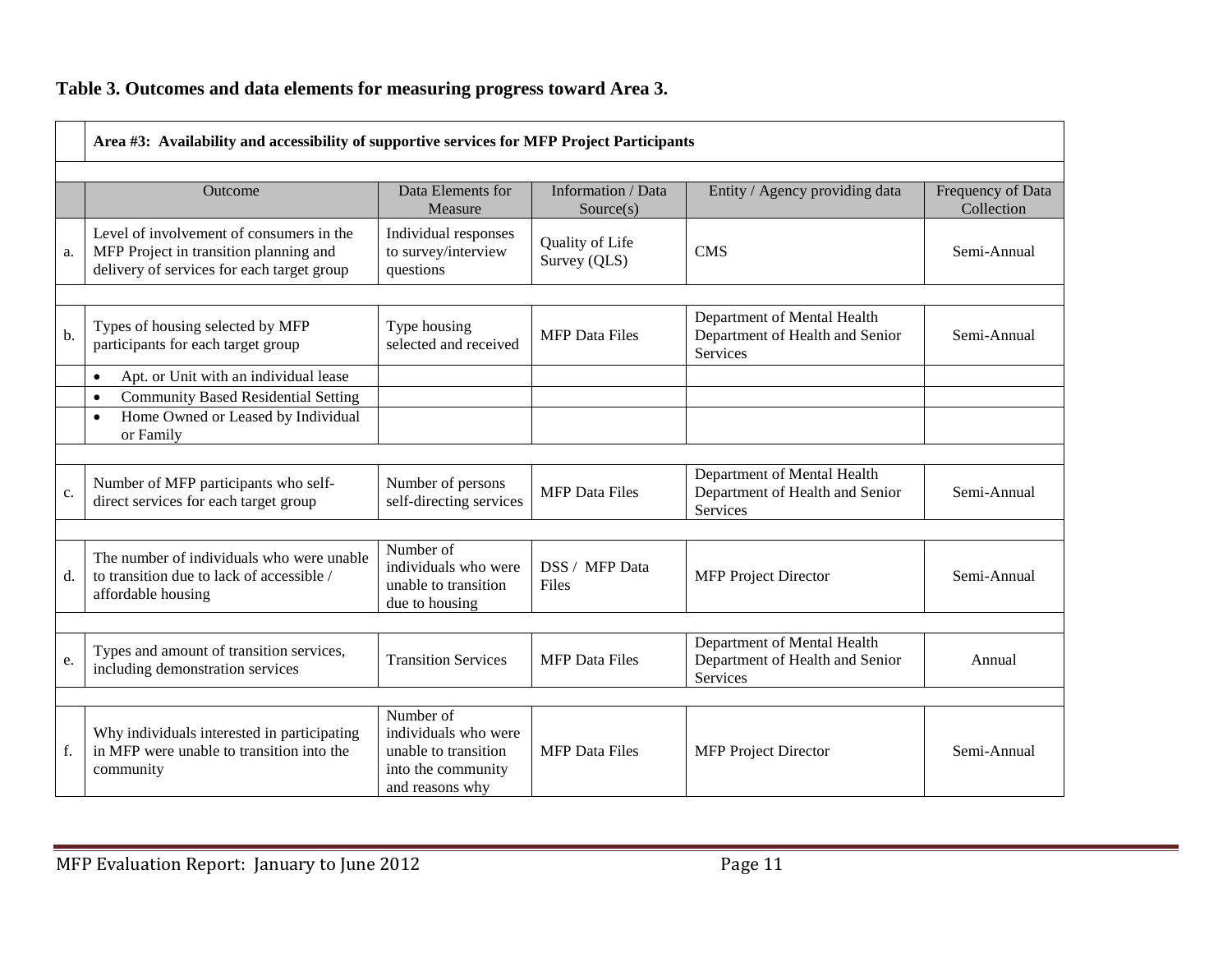**Table 3. Outcomes and data elements for measuring progress toward Area 3.**

| | Outcome | Data Elements for Measure | Information / Data Source(s) | Entity / Agency providing data | Frequency of Data Collection |
|---|---|---|---|---|---|
| | **Area #3: Availability and accessibility of supportive services for MFP Project Participants** | | | | |
| a. | Level of involvement of consumers in the MFP Project in transition planning and delivery of services for each target group | Individual responses to survey/interview questions | Quality of Life Survey (QLS) | CMS | Semi-Annual |
| b. | Types of housing selected by MFP participants for each target group | Type housing selected and received | MFP Data Files | Department of Mental Health Department of Health and Senior Services | Semi-Annual |
| | • Apt. or Unit with an individual lease | | | | |
| | • Community Based Residential Setting | | | | |
| | • Home Owned or Leased by Individual or Family | | | | |
| c. | Number of MFP participants who self-direct services for each target group | Number of persons self-directing services | MFP Data Files | Department of Mental Health Department of Health and Senior Services | Semi-Annual |
| d. | The number of individuals who were unable to transition due to lack of accessible / affordable housing | Number of individuals who were unable to transition due to housing | DSS / MFP Data Files | MFP Project Director | Semi-Annual |
| e. | Types and amount of transition services, including demonstration services | Transition Services | MFP Data Files | Department of Mental Health Department of Health and Senior Services | Annual |
| f. | Why individuals interested in participating in MFP were unable to transition into the community | Number of individuals who were unable to transition into the community and reasons why | MFP Data Files | MFP Project Director | Semi-Annual |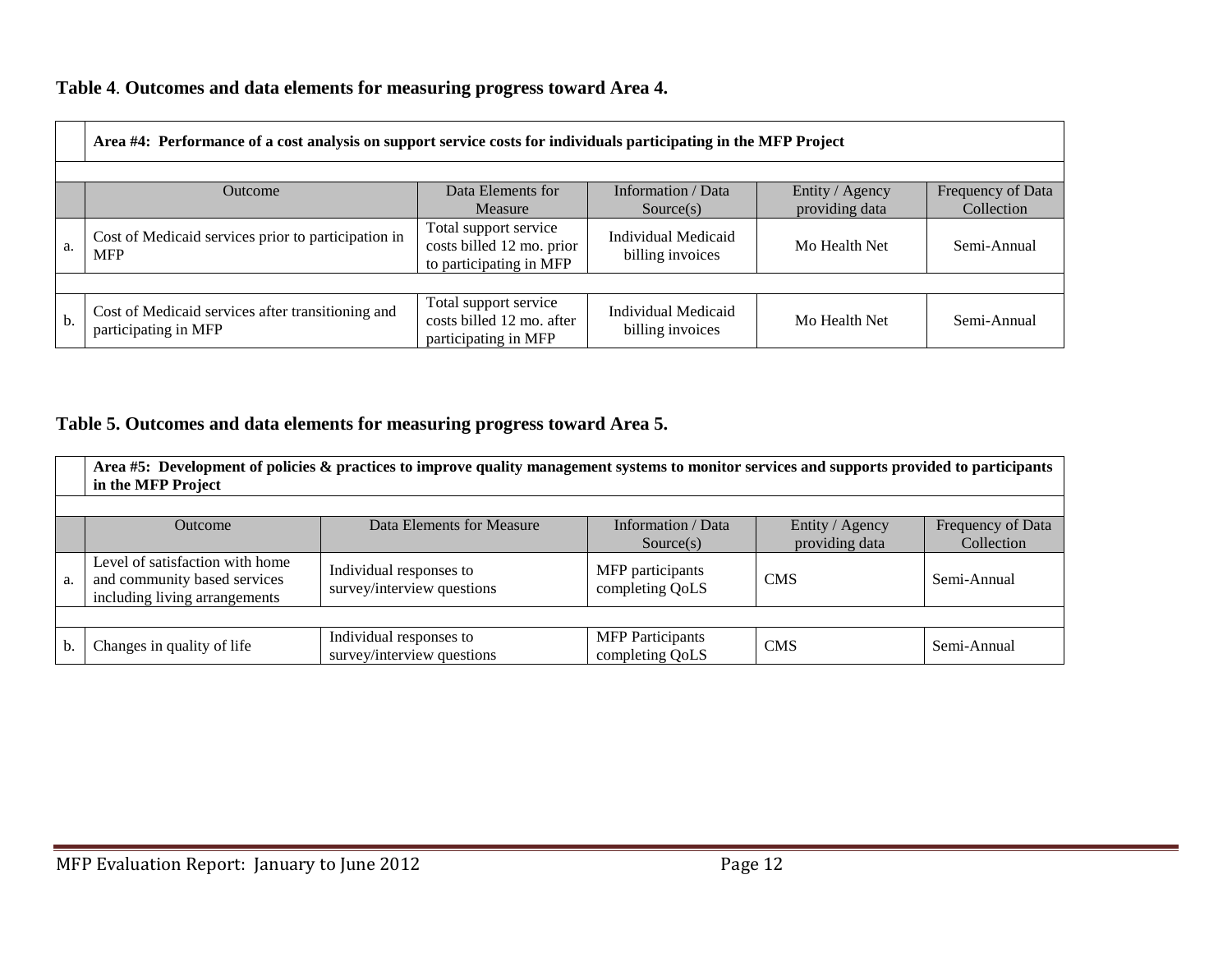**Table 4**. **Outcomes and data elements for measuring progress toward Area 4.**

| | Outcome | Data Elements for Measure | Information / Data Source(s) | Entity / Agency providing data | Frequency of Data Collection |
|---|---|---|---|---|---|
| | **Area #4: Performance of a cost analysis on support service costs for individuals participating in the MFP Project** | | | | |
| a. | Cost of Medicaid services prior to participation in MFP | Total support service costs billed 12 mo. prior to participating in MFP | Individual Medicaid billing invoices | Mo Health Net | Semi-Annual |
| b. | Cost of Medicaid services after transitioning and participating in MFP | Total support service costs billed 12 mo. after participating in MFP | Individual Medicaid billing invoices | Mo Health Net | Semi-Annual |

**Table 5. Outcomes and data elements for measuring progress toward Area 5.**

| | Outcome | Data Elements for Measure | Information / Data Source(s) | Entity / Agency providing data | Frequency of Data Collection |
|---|---|---|---|---|---|
| | **Area #5: Development of policies & practices to improve quality management systems to monitor services and supports provided to participants in the MFP Project** | | | | |
| a. | Level of satisfaction with home and community based services including living arrangements | Individual responses to survey/interview questions | MFP participants completing QoLS | CMS | Semi-Annual |
| b. | Changes in quality of life | Individual responses to survey/interview questions | MFP Participants completing QoLS | CMS | Semi-Annual |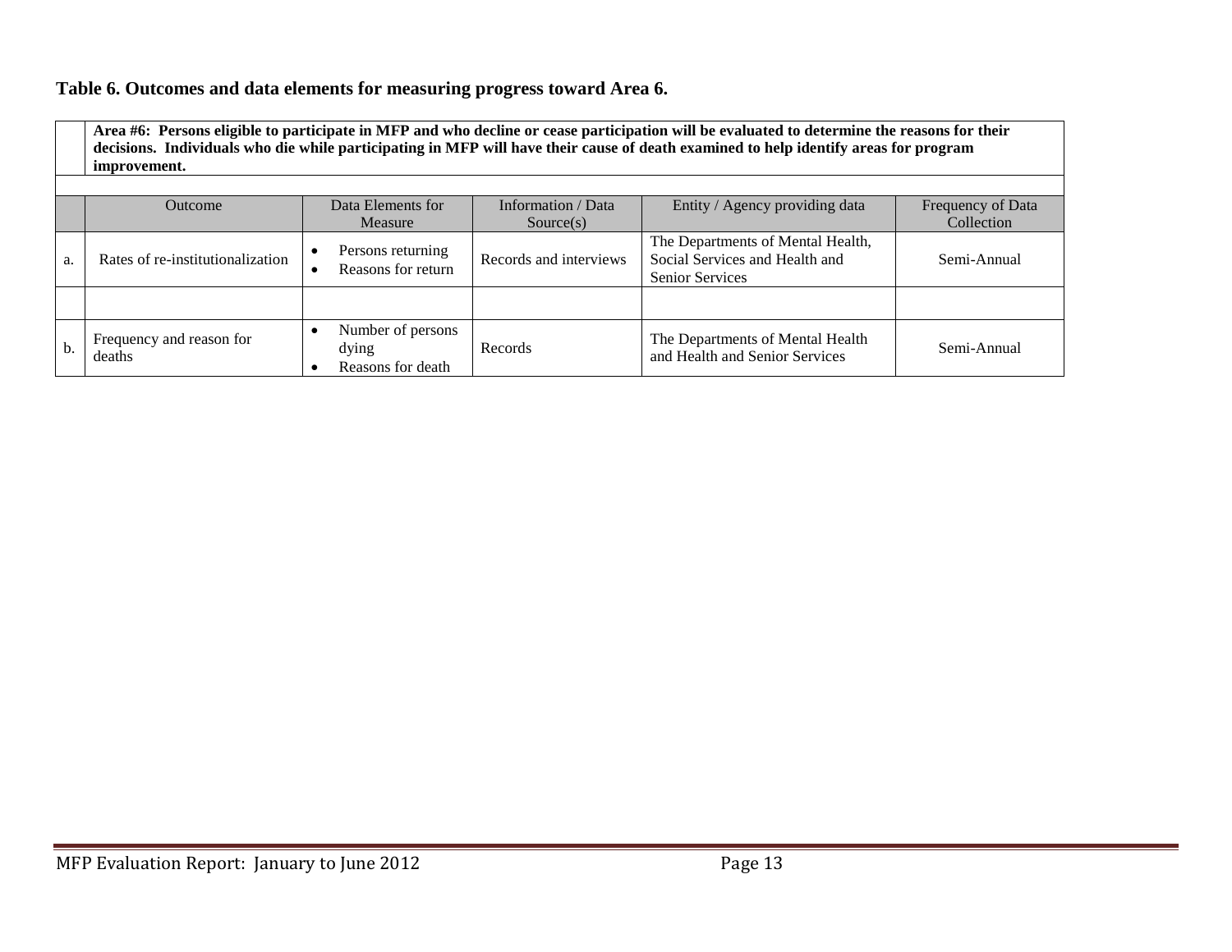**Table 6. Outcomes and data elements for measuring progress toward Area 6.**

| | **Area #6: Persons eligible to participate in MFP and who decline or cease participation will be evaluated to determine the reasons for their decisions. Individuals who die while participating in MFP will have their cause of death examined to help identify areas for program improvement.** | | | | |
|---|---|---|---|---|---|
| | Outcome | Data Elements for Measure | Information / Data Source(s) | Entity / Agency providing data | Frequency of Data Collection |
| a. | Rates of re-institutionalization | • Persons returning<br>• Reasons for return | Records and interviews | The Departments of Mental Health, Social Services and Health and Senior Services | Semi-Annual |
| | | | | | |
| b. | Frequency and reason for deaths | • Number of persons dying<br>• Reasons for death | Records | The Departments of Mental Health and Health and Senior Services | Semi-Annual |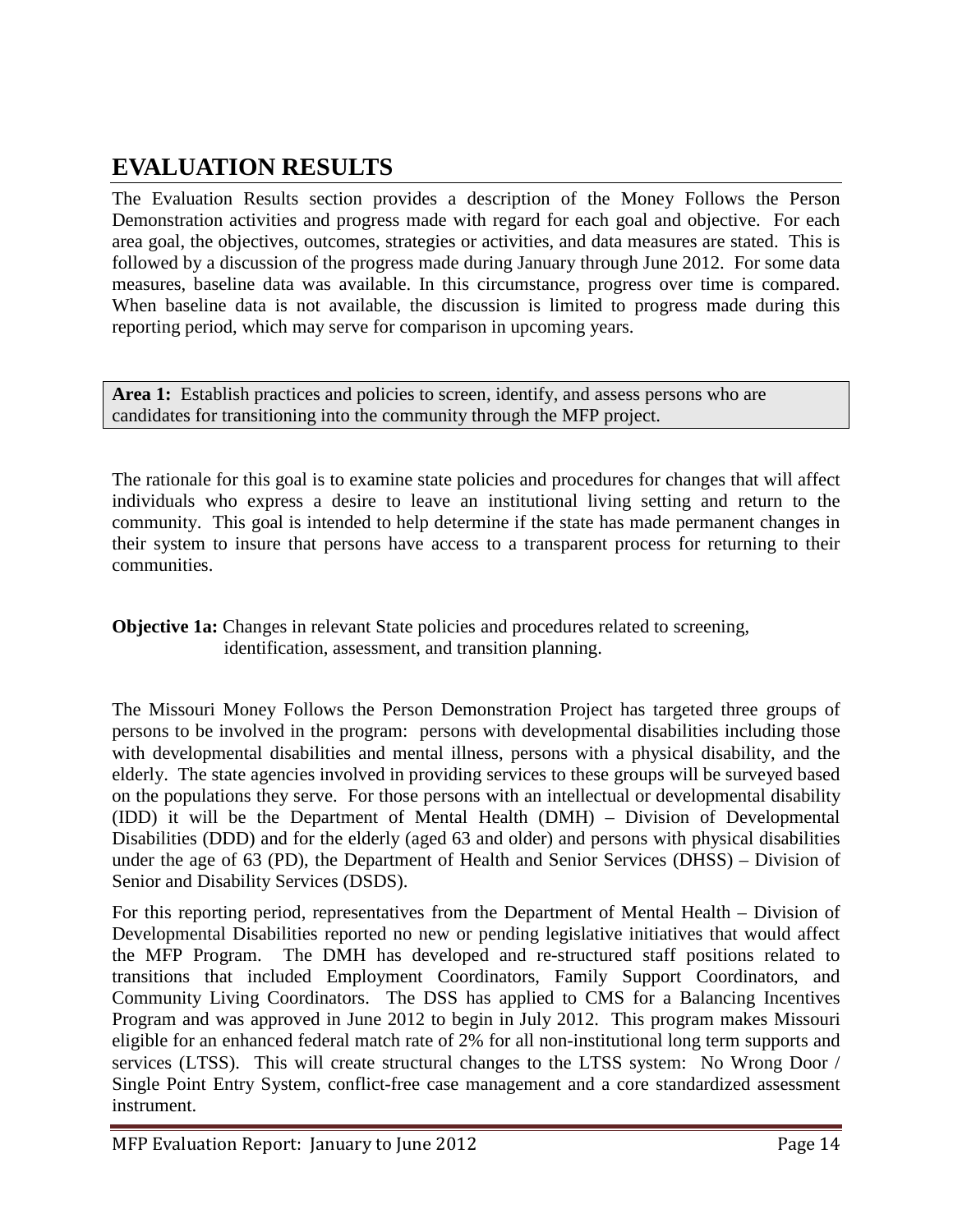# EVALUATION RESULTS

The Evaluation Results section provides a description of the Money Follows the Person Demonstration activities and progress made with regard for each goal and objective. For each area goal, the objectives, outcomes, strategies or activities, and data measures are stated. This is followed by a discussion of the progress made during January through June 2012. For some data measures, baseline data was available. In this circumstance, progress over time is compared. When baseline data is not available, the discussion is limited to progress made during this reporting period, which may serve for comparison in upcoming years.

**Area 1:** Establish practices and policies to screen, identify, and assess persons who are candidates for transitioning into the community through the MFP project.

The rationale for this goal is to examine state policies and procedures for changes that will affect individuals who express a desire to leave an institutional living setting and return to the community. This goal is intended to help determine if the state has made permanent changes in their system to insure that persons have access to a transparent process for returning to their communities.

**Objective 1a:** Changes in relevant State policies and procedures related to screening, identification, assessment, and transition planning.

The Missouri Money Follows the Person Demonstration Project has targeted three groups of persons to be involved in the program: persons with developmental disabilities including those with developmental disabilities and mental illness, persons with a physical disability, and the elderly. The state agencies involved in providing services to these groups will be surveyed based on the populations they serve. For those persons with an intellectual or developmental disability (IDD) it will be the Department of Mental Health (DMH) – Division of Developmental Disabilities (DDD) and for the elderly (aged 63 and older) and persons with physical disabilities under the age of 63 (PD), the Department of Health and Senior Services (DHSS) – Division of Senior and Disability Services (DSDS).

For this reporting period, representatives from the Department of Mental Health – Division of Developmental Disabilities reported no new or pending legislative initiatives that would affect the MFP Program. The DMH has developed and re-structured staff positions related to transitions that included Employment Coordinators, Family Support Coordinators, and Community Living Coordinators. The DSS has applied to CMS for a Balancing Incentives Program and was approved in June 2012 to begin in July 2012. This program makes Missouri eligible for an enhanced federal match rate of 2% for all non-institutional long term supports and services (LTSS). This will create structural changes to the LTSS system: No Wrong Door / Single Point Entry System, conflict-free case management and a core standardized assessment instrument.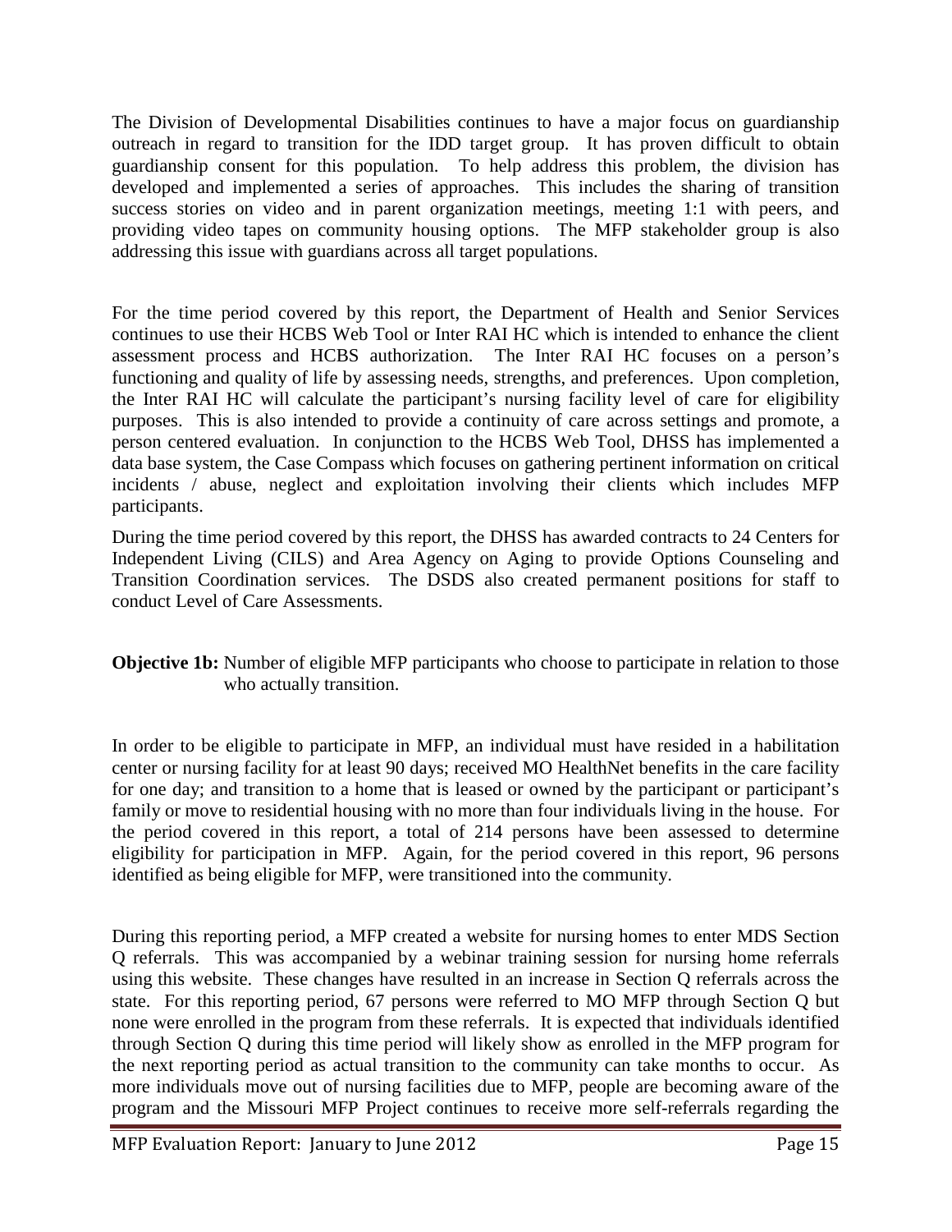The Division of Developmental Disabilities continues to have a major focus on guardianship outreach in regard to transition for the IDD target group. It has proven difficult to obtain guardianship consent for this population. To help address this problem, the division has developed and implemented a series of approaches. This includes the sharing of transition success stories on video and in parent organization meetings, meeting 1:1 with peers, and providing video tapes on community housing options. The MFP stakeholder group is also addressing this issue with guardians across all target populations.

For the time period covered by this report, the Department of Health and Senior Services continues to use their HCBS Web Tool or Inter RAI HC which is intended to enhance the client assessment process and HCBS authorization. The Inter RAI HC focuses on a person's functioning and quality of life by assessing needs, strengths, and preferences. Upon completion, the Inter RAI HC will calculate the participant's nursing facility level of care for eligibility purposes. This is also intended to provide a continuity of care across settings and promote, a person centered evaluation. In conjunction to the HCBS Web Tool, DHSS has implemented a data base system, the Case Compass which focuses on gathering pertinent information on critical incidents / abuse, neglect and exploitation involving their clients which includes MFP participants.

During the time period covered by this report, the DHSS has awarded contracts to 24 Centers for Independent Living (CILS) and Area Agency on Aging to provide Options Counseling and Transition Coordination services. The DSDS also created permanent positions for staff to conduct Level of Care Assessments.

**Objective 1b:** Number of eligible MFP participants who choose to participate in relation to those who actually transition.

In order to be eligible to participate in MFP, an individual must have resided in a habilitation center or nursing facility for at least 90 days; received MO HealthNet benefits in the care facility for one day; and transition to a home that is leased or owned by the participant or participant's family or move to residential housing with no more than four individuals living in the house. For the period covered in this report, a total of 214 persons have been assessed to determine eligibility for participation in MFP. Again, for the period covered in this report, 96 persons identified as being eligible for MFP, were transitioned into the community.

During this reporting period, a MFP created a website for nursing homes to enter MDS Section Q referrals. This was accompanied by a webinar training session for nursing home referrals using this website. These changes have resulted in an increase in Section Q referrals across the state. For this reporting period, 67 persons were referred to MO MFP through Section Q but none were enrolled in the program from these referrals. It is expected that individuals identified through Section Q during this time period will likely show as enrolled in the MFP program for the next reporting period as actual transition to the community can take months to occur. As more individuals move out of nursing facilities due to MFP, people are becoming aware of the program and the Missouri MFP Project continues to receive more self-referrals regarding the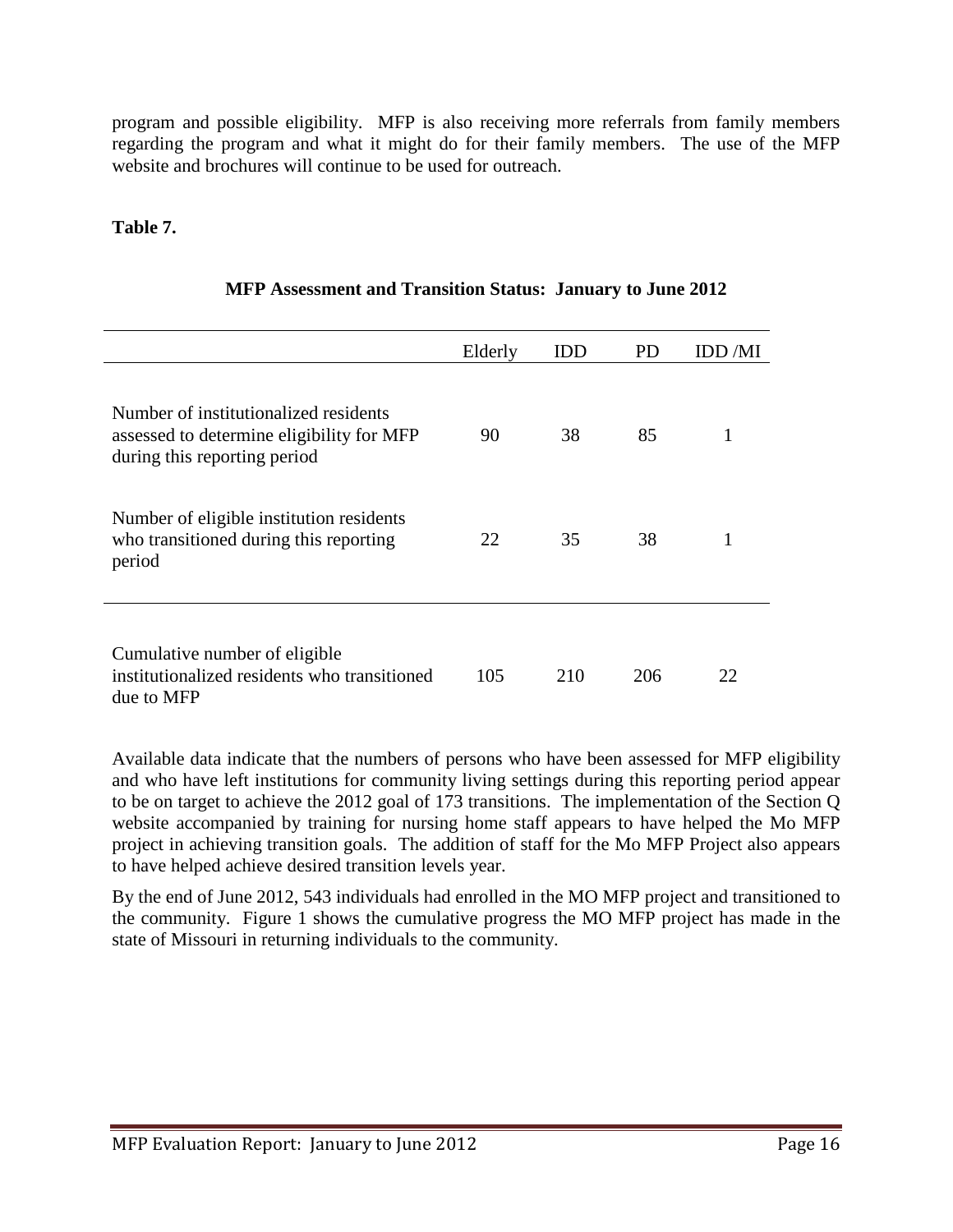program and possible eligibility. MFP is also receiving more referrals from family members regarding the program and what it might do for their family members. The use of the MFP website and brochures will continue to be used for outreach.

**Table 7.**

**MFP Assessment and Transition Status: January to June 2012**

| | Elderly | IDD | PD | IDD /MI |
|---|---|---|---|---|
| Number of institutionalized residents assessed to determine eligibility for MFP during this reporting period | 90 | 38 | 85 | 1 |
| Number of eligible institution residents who transitioned during this reporting period | 22 | 35 | 38 | 1 |
| Cumulative number of eligible institutionalized residents who transitioned due to MFP | 105 | 210 | 206 | 22 |

Available data indicate that the numbers of persons who have been assessed for MFP eligibility and who have left institutions for community living settings during this reporting period appear to be on target to achieve the 2012 goal of 173 transitions. The implementation of the Section Q website accompanied by training for nursing home staff appears to have helped the Mo MFP project in achieving transition goals. The addition of staff for the Mo MFP Project also appears to have helped achieve desired transition levels year.

By the end of June 2012, 543 individuals had enrolled in the MO MFP project and transitioned to the community. Figure 1 shows the cumulative progress the MO MFP project has made in the state of Missouri in returning individuals to the community.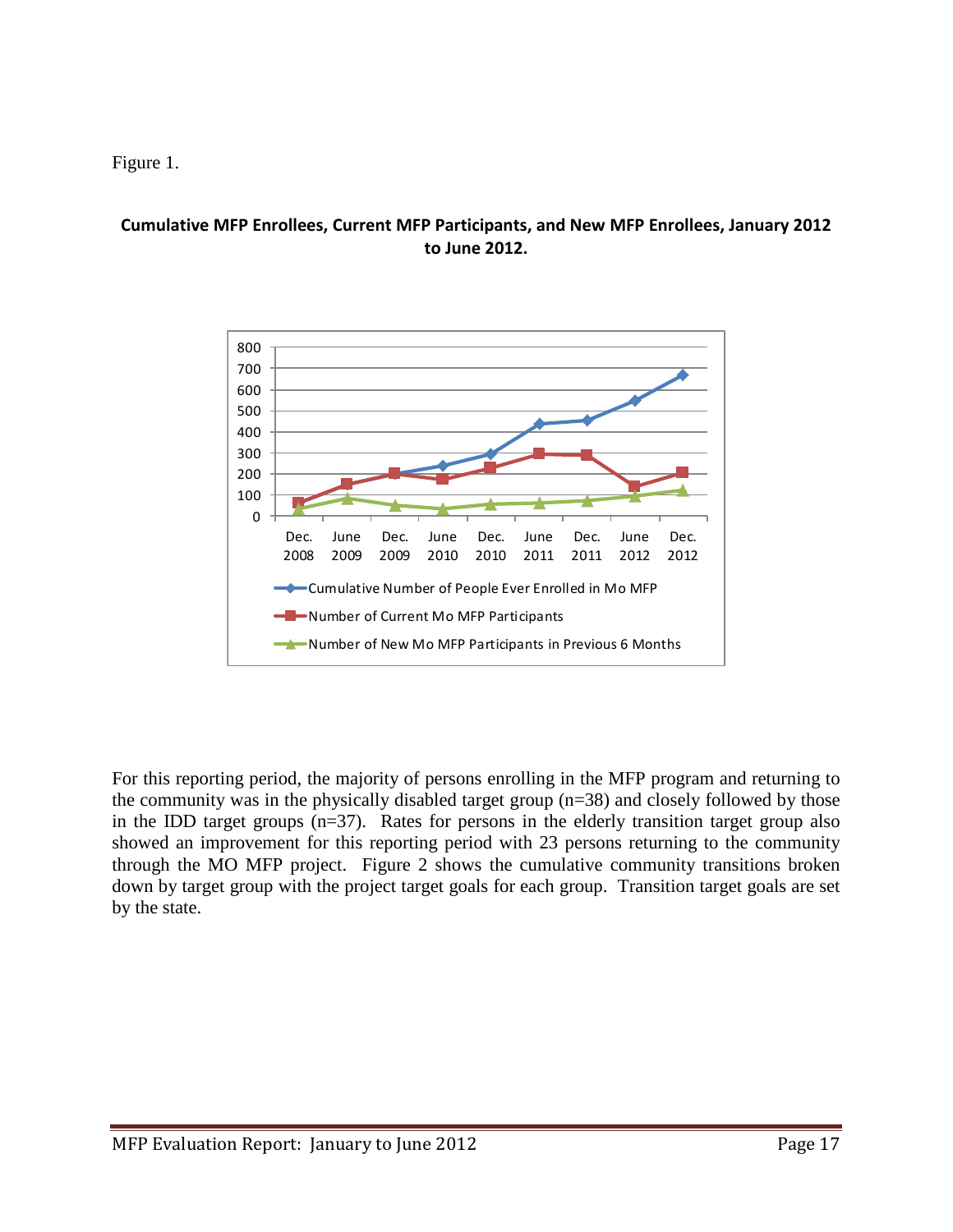Figure 1.

**Cumulative MFP Enrollees, Current MFP Participants, and New MFP Enrollees, January 2012 to June 2012.**

For this reporting period, the majority of persons enrolling in the MFP program and returning to the community was in the physically disabled target group (n=38) and closely followed by those in the IDD target groups (n=37). Rates for persons in the elderly transition target group also showed an improvement for this reporting period with 23 persons returning to the community through the MO MFP project. Figure 2 shows the cumulative community transitions broken down by target group with the project target goals for each group. Transition target goals are set by the state.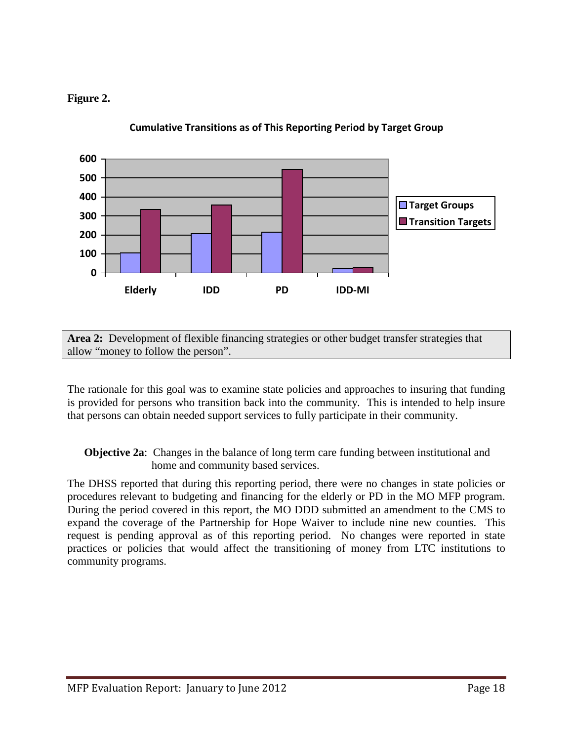**Figure 2.**

**Cumulative Transitions as of This Reporting Period by Target Group**

**Area 2:** Development of flexible financing strategies or other budget transfer strategies that allow "money to follow the person".

The rationale for this goal was to examine state policies and approaches to insuring that funding is provided for persons who transition back into the community. This is intended to help insure that persons can obtain needed support services to fully participate in their community.

**Objective 2a**: Changes in the balance of long term care funding between institutional and home and community based services.

The DHSS reported that during this reporting period, there were no changes in state policies or procedures relevant to budgeting and financing for the elderly or PD in the MO MFP program. During the period covered in this report, the MO DDD submitted an amendment to the CMS to expand the coverage of the Partnership for Hope Waiver to include nine new counties. This request is pending approval as of this reporting period. No changes were reported in state practices or policies that would affect the transitioning of money from LTC institutions to community programs.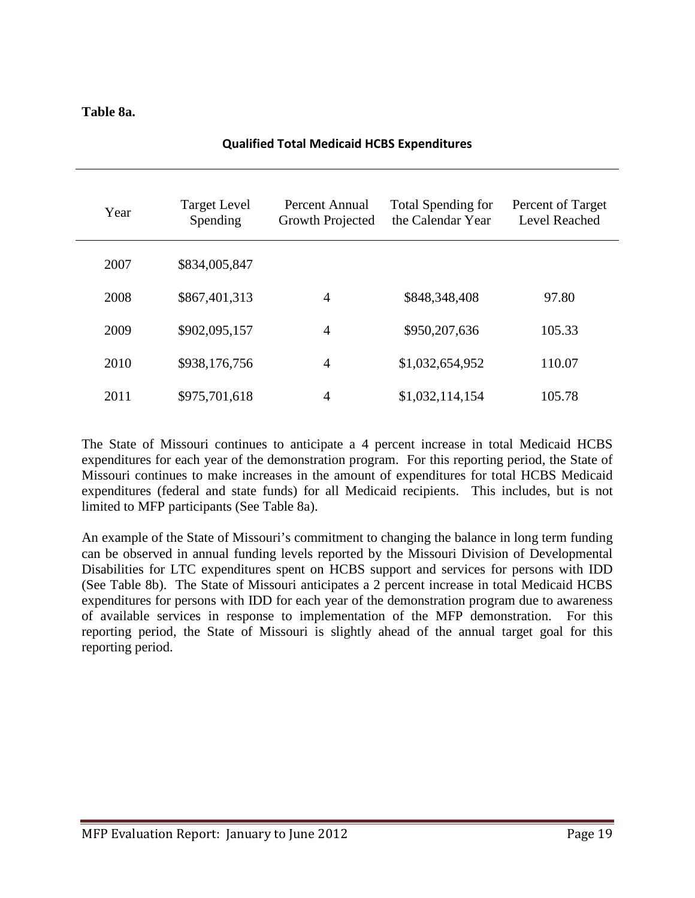**Table 8a.**

**Qualified Total Medicaid HCBS Expenditures**

| Year | Target Level Spending | Percent Annual Growth Projected | Total Spending for the Calendar Year | Percent of Target Level Reached |
|---|---|---|---|---|
| 2007 | $834,005,847 | | | |
| 2008 | $867,401,313 | 4 | $848,348,408 | 97.80 |
| 2009 | $902,095,157 | 4 | $950,207,636 | 105.33 |
| 2010 | $938,176,756 | 4 | $1,032,654,952 | 110.07 |
| 2011 | $975,701,618 | 4 | $1,032,114,154 | 105.78 |

The State of Missouri continues to anticipate a 4 percent increase in total Medicaid HCBS expenditures for each year of the demonstration program. For this reporting period, the State of Missouri continues to make increases in the amount of expenditures for total HCBS Medicaid expenditures (federal and state funds) for all Medicaid recipients. This includes, but is not limited to MFP participants (See Table 8a).

An example of the State of Missouri's commitment to changing the balance in long term funding can be observed in annual funding levels reported by the Missouri Division of Developmental Disabilities for LTC expenditures spent on HCBS support and services for persons with IDD (See Table 8b). The State of Missouri anticipates a 2 percent increase in total Medicaid HCBS expenditures for persons with IDD for each year of the demonstration program due to awareness of available services in response to implementation of the MFP demonstration. For this reporting period, the State of Missouri is slightly ahead of the annual target goal for this reporting period.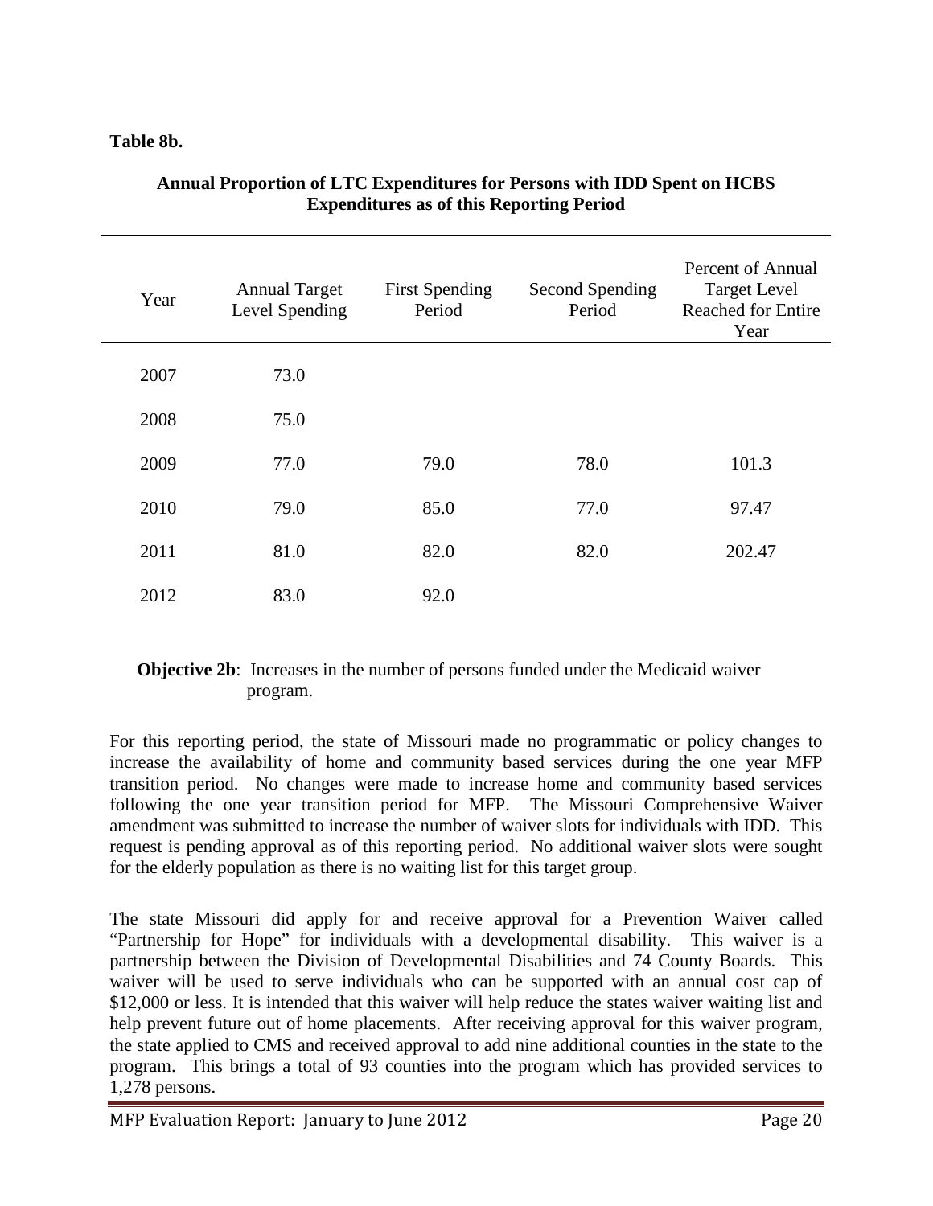**Table 8b.**

**Annual Proportion of LTC Expenditures for Persons with IDD Spent on HCBS Expenditures as of this Reporting Period**

| Year | Annual Target Level Spending | First Spending Period | Second Spending Period | Percent of Annual Target Level Reached for Entire Year |
|---|---|---|---|---|
| 2007 | 73.0 | | | |
| 2008 | 75.0 | | | |
| 2009 | 77.0 | 79.0 | 78.0 | 101.3 |
| 2010 | 79.0 | 85.0 | 77.0 | 97.47 |
| 2011 | 81.0 | 82.0 | 82.0 | 202.47 |
| 2012 | 83.0 | 92.0 | | |

**Objective 2b**: Increases in the number of persons funded under the Medicaid waiver program.

For this reporting period, the state of Missouri made no programmatic or policy changes to increase the availability of home and community based services during the one year MFP transition period. No changes were made to increase home and community based services following the one year transition period for MFP. The Missouri Comprehensive Waiver amendment was submitted to increase the number of waiver slots for individuals with IDD. This request is pending approval as of this reporting period. No additional waiver slots were sought for the elderly population as there is no waiting list for this target group.

The state Missouri did apply for and receive approval for a Prevention Waiver called "Partnership for Hope" for individuals with a developmental disability. This waiver is a partnership between the Division of Developmental Disabilities and 74 County Boards. This waiver will be used to serve individuals who can be supported with an annual cost cap of $12,000 or less. It is intended that this waiver will help reduce the states waiver waiting list and help prevent future out of home placements. After receiving approval for this waiver program, the state applied to CMS and received approval to add nine additional counties in the state to the program. This brings a total of 93 counties into the program which has provided services to 1,278 persons.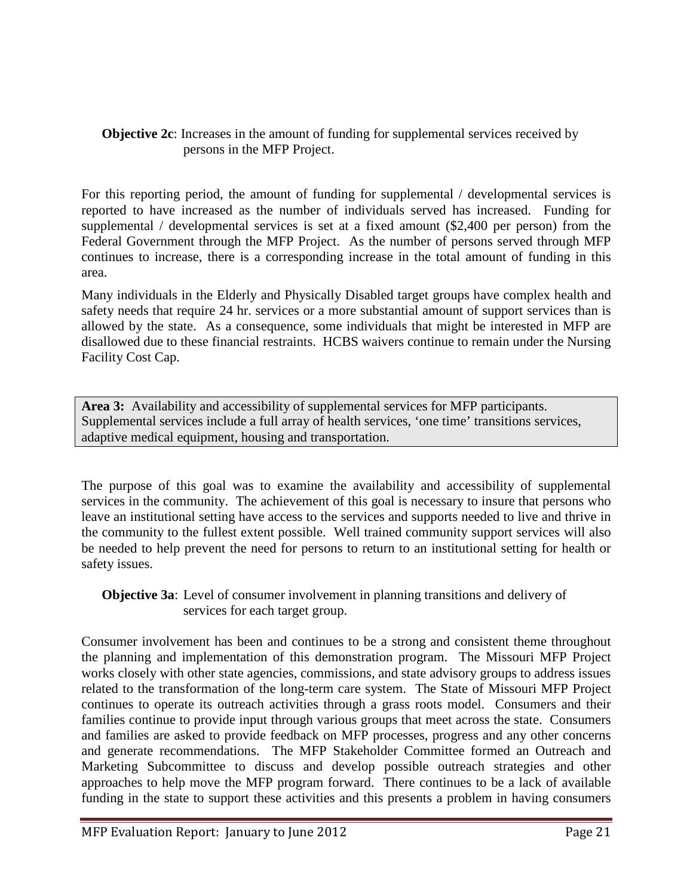**Objective 2c**: Increases in the amount of funding for supplemental services received by persons in the MFP Project.

For this reporting period, the amount of funding for supplemental / developmental services is reported to have increased as the number of individuals served has increased. Funding for supplemental / developmental services is set at a fixed amount ($2,400 per person) from the Federal Government through the MFP Project. As the number of persons served through MFP continues to increase, there is a corresponding increase in the total amount of funding in this area.

Many individuals in the Elderly and Physically Disabled target groups have complex health and safety needs that require 24 hr. services or a more substantial amount of support services than is allowed by the state. As a consequence, some individuals that might be interested in MFP are disallowed due to these financial restraints. HCBS waivers continue to remain under the Nursing Facility Cost Cap.

**Area 3:** Availability and accessibility of supplemental services for MFP participants. Supplemental services include a full array of health services, 'one time' transitions services, adaptive medical equipment, housing and transportation.

The purpose of this goal was to examine the availability and accessibility of supplemental services in the community. The achievement of this goal is necessary to insure that persons who leave an institutional setting have access to the services and supports needed to live and thrive in the community to the fullest extent possible. Well trained community support services will also be needed to help prevent the need for persons to return to an institutional setting for health or safety issues.

**Objective 3a**: Level of consumer involvement in planning transitions and delivery of services for each target group.

Consumer involvement has been and continues to be a strong and consistent theme throughout the planning and implementation of this demonstration program. The Missouri MFP Project works closely with other state agencies, commissions, and state advisory groups to address issues related to the transformation of the long-term care system. The State of Missouri MFP Project continues to operate its outreach activities through a grass roots model. Consumers and their families continue to provide input through various groups that meet across the state. Consumers and families are asked to provide feedback on MFP processes, progress and any other concerns and generate recommendations. The MFP Stakeholder Committee formed an Outreach and Marketing Subcommittee to discuss and develop possible outreach strategies and other approaches to help move the MFP program forward. There continues to be a lack of available funding in the state to support these activities and this presents a problem in having consumers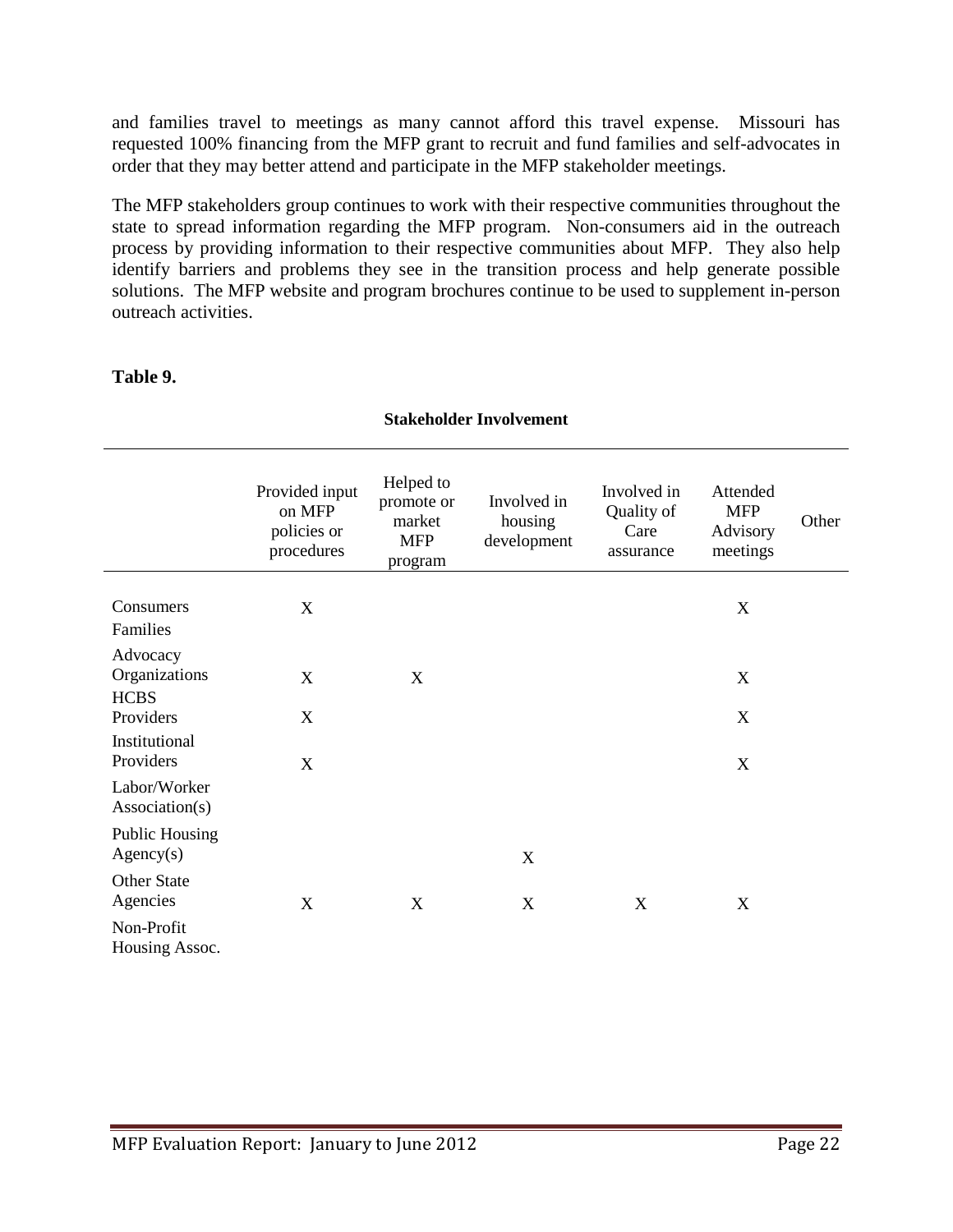and families travel to meetings as many cannot afford this travel expense. Missouri has requested 100% financing from the MFP grant to recruit and fund families and self-advocates in order that they may better attend and participate in the MFP stakeholder meetings.

The MFP stakeholders group continues to work with their respective communities throughout the state to spread information regarding the MFP program. Non-consumers aid in the outreach process by providing information to their respective communities about MFP. They also help identify barriers and problems they see in the transition process and help generate possible solutions. The MFP website and program brochures continue to be used to supplement in-person outreach activities.

**Table 9.**

**Stakeholder Involvement**

| | Provided input on MFP policies or procedures | Helped to promote or market MFP program | Involved in housing development | Involved in Quality of Care assurance | Attended MFP Advisory meetings | Other |
|---|---|---|---|---|---|---|
| Consumers | X | | | | X | |
| Families | | | | | | |
| Advocacy Organizations | X | X | | | X | |
| HCBS Providers | X | | | | X | |
| Institutional Providers | X | | | | X | |
| Labor/Worker Association(s) | | | | | | |
| Public Housing Agency(s) | | | X | | | |
| Other State Agencies | X | X | X | X | X | |
| Non-Profit Housing Assoc. | | | | | | |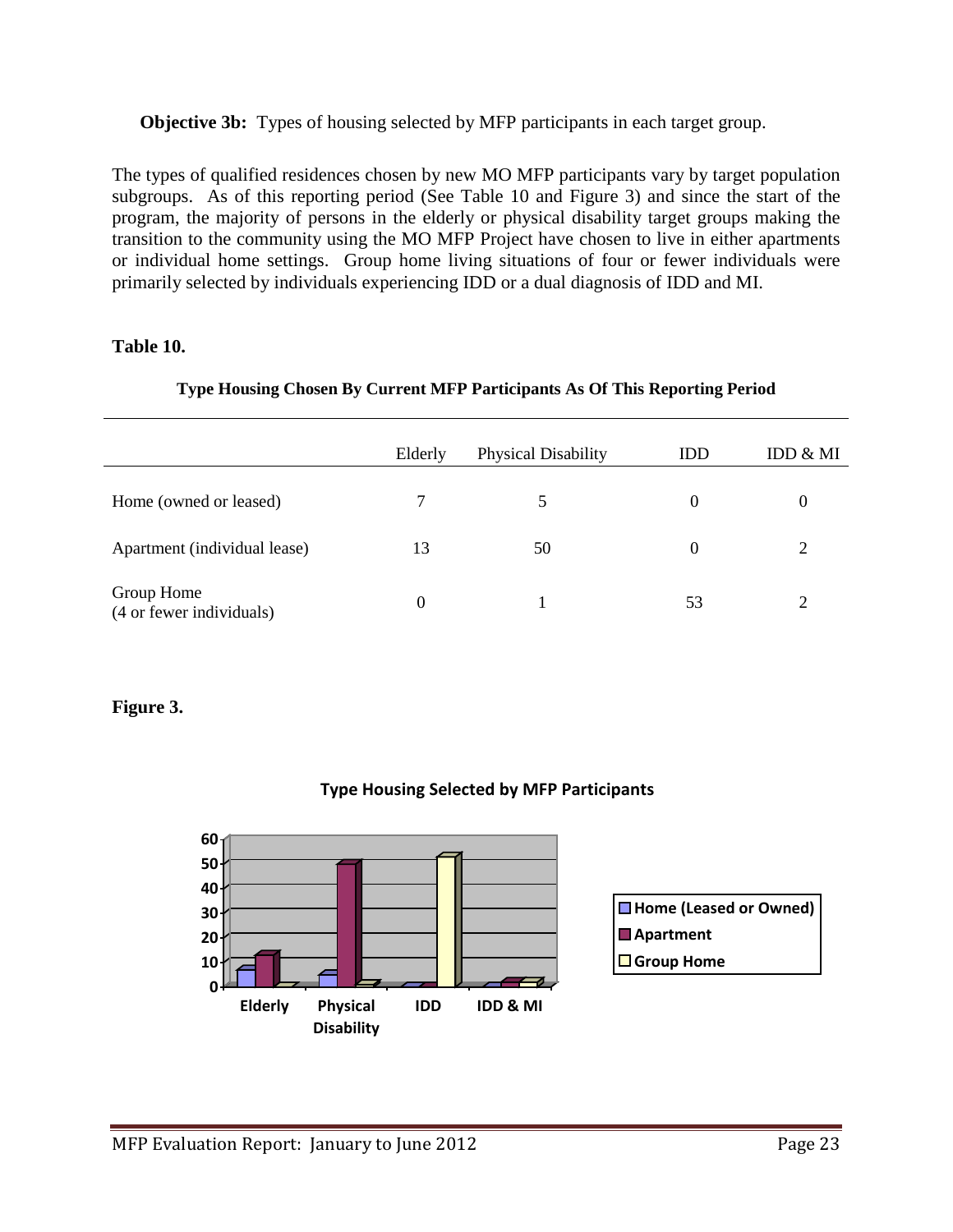**Objective 3b:** Types of housing selected by MFP participants in each target group.

The types of qualified residences chosen by new MO MFP participants vary by target population subgroups. As of this reporting period (See Table 10 and Figure 3) and since the start of the program, the majority of persons in the elderly or physical disability target groups making the transition to the community using the MO MFP Project have chosen to live in either apartments or individual home settings. Group home living situations of four or fewer individuals were primarily selected by individuals experiencing IDD or a dual diagnosis of IDD and MI.

**Table 10.**

**Type Housing Chosen By Current MFP Participants As Of This Reporting Period**

| | Elderly | Physical Disability | IDD | IDD & MI |
|---|---|---|---|---|
| Home (owned or leased) | 7 | 5 | 0 | 0 |
| Apartment (individual lease) | 13 | 50 | 0 | 2 |
| Group Home (4 or fewer individuals) | 0 | 1 | 53 | 2 |

**Figure 3.**

**Type Housing Selected by MFP Participants**

Legend: Home (Leased or Owned); Apartment; Group Home

Categories: Elderly, Physical Disability, IDD, IDD & MI

Y-axis: 0, 10, 20, 30, 40, 50, 60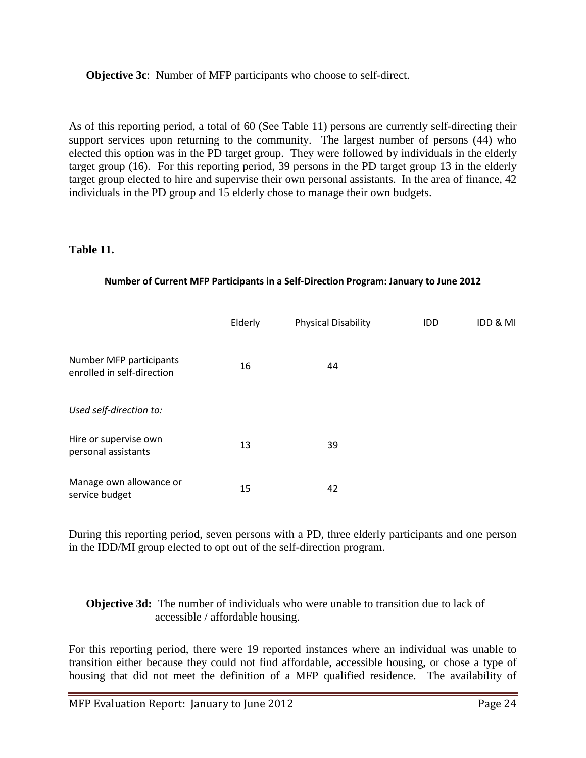**Objective 3c**: Number of MFP participants who choose to self-direct.

As of this reporting period, a total of 60 (See Table 11) persons are currently self-directing their support services upon returning to the community. The largest number of persons (44) who elected this option was in the PD target group. They were followed by individuals in the elderly target group (16). For this reporting period, 39 persons in the PD target group 13 in the elderly target group elected to hire and supervise their own personal assistants. In the area of finance, 42 individuals in the PD group and 15 elderly chose to manage their own budgets.

**Table 11.**

**Number of Current MFP Participants in a Self-Direction Program: January to June 2012**

| | Elderly | Physical Disability | IDD | IDD & MI |
|---|---|---|---|---|
| Number MFP participants enrolled in self-direction | 16 | 44 | | |
| *Used self-direction to:* | | | | |
| Hire or supervise own personal assistants | 13 | 39 | | |
| Manage own allowance or service budget | 15 | 42 | | |

During this reporting period, seven persons with a PD, three elderly participants and one person in the IDD/MI group elected to opt out of the self-direction program.

**Objective 3d:** The number of individuals who were unable to transition due to lack of accessible / affordable housing.

For this reporting period, there were 19 reported instances where an individual was unable to transition either because they could not find affordable, accessible housing, or chose a type of housing that did not meet the definition of a MFP qualified residence. The availability of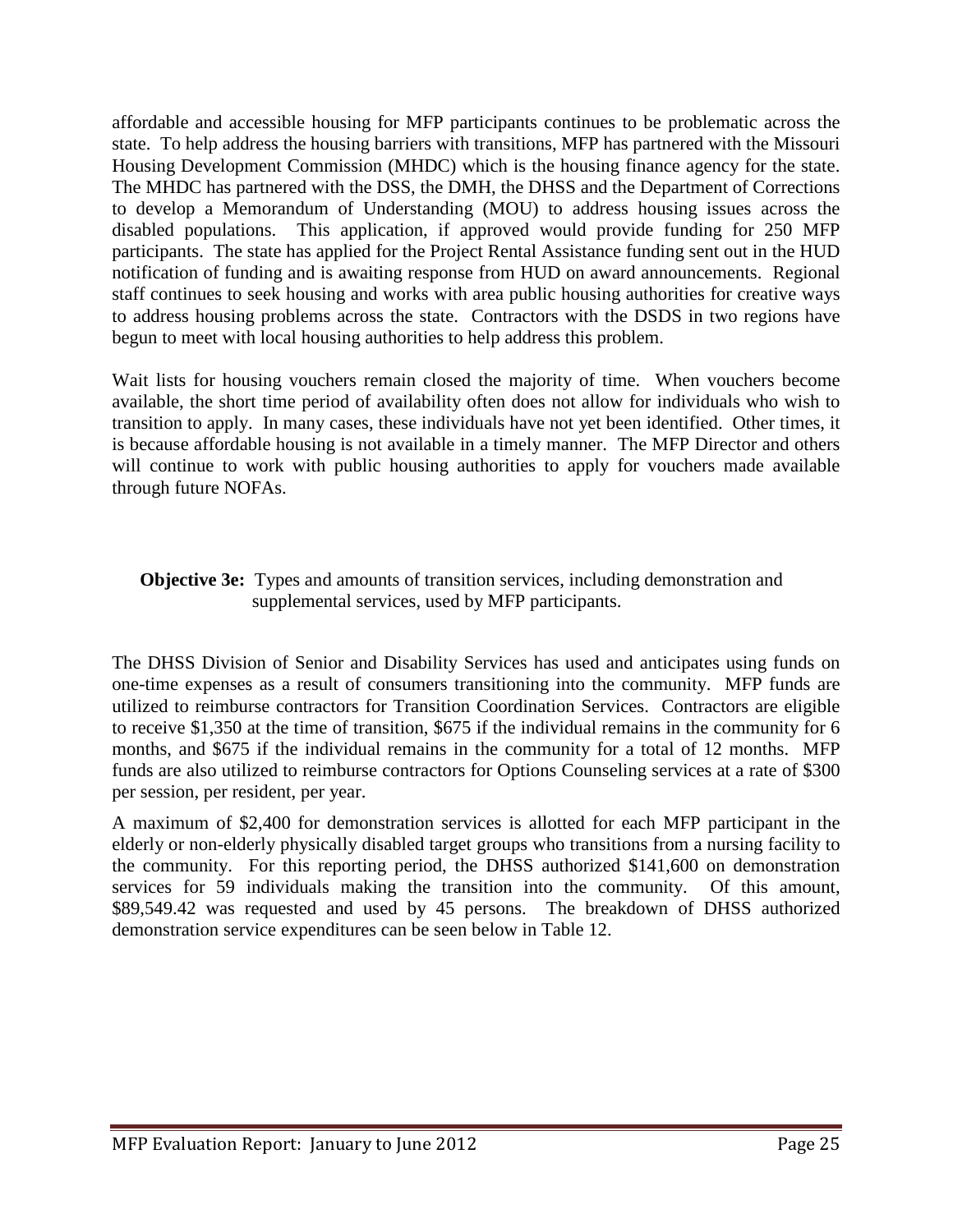affordable and accessible housing for MFP participants continues to be problematic across the state. To help address the housing barriers with transitions, MFP has partnered with the Missouri Housing Development Commission (MHDC) which is the housing finance agency for the state. The MHDC has partnered with the DSS, the DMH, the DHSS and the Department of Corrections to develop a Memorandum of Understanding (MOU) to address housing issues across the disabled populations. This application, if approved would provide funding for 250 MFP participants. The state has applied for the Project Rental Assistance funding sent out in the HUD notification of funding and is awaiting response from HUD on award announcements. Regional staff continues to seek housing and works with area public housing authorities for creative ways to address housing problems across the state. Contractors with the DSDS in two regions have begun to meet with local housing authorities to help address this problem.

Wait lists for housing vouchers remain closed the majority of time. When vouchers become available, the short time period of availability often does not allow for individuals who wish to transition to apply. In many cases, these individuals have not yet been identified. Other times, it is because affordable housing is not available in a timely manner. The MFP Director and others will continue to work with public housing authorities to apply for vouchers made available through future NOFAs.

**Objective 3e:** Types and amounts of transition services, including demonstration and supplemental services, used by MFP participants.

The DHSS Division of Senior and Disability Services has used and anticipates using funds on one-time expenses as a result of consumers transitioning into the community. MFP funds are utilized to reimburse contractors for Transition Coordination Services. Contractors are eligible to receive $1,350 at the time of transition, $675 if the individual remains in the community for 6 months, and $675 if the individual remains in the community for a total of 12 months. MFP funds are also utilized to reimburse contractors for Options Counseling services at a rate of $300 per session, per resident, per year.

A maximum of $2,400 for demonstration services is allotted for each MFP participant in the elderly or non-elderly physically disabled target groups who transitions from a nursing facility to the community. For this reporting period, the DHSS authorized $141,600 on demonstration services for 59 individuals making the transition into the community. Of this amount, $89,549.42 was requested and used by 45 persons. The breakdown of DHSS authorized demonstration service expenditures can be seen below in Table 12.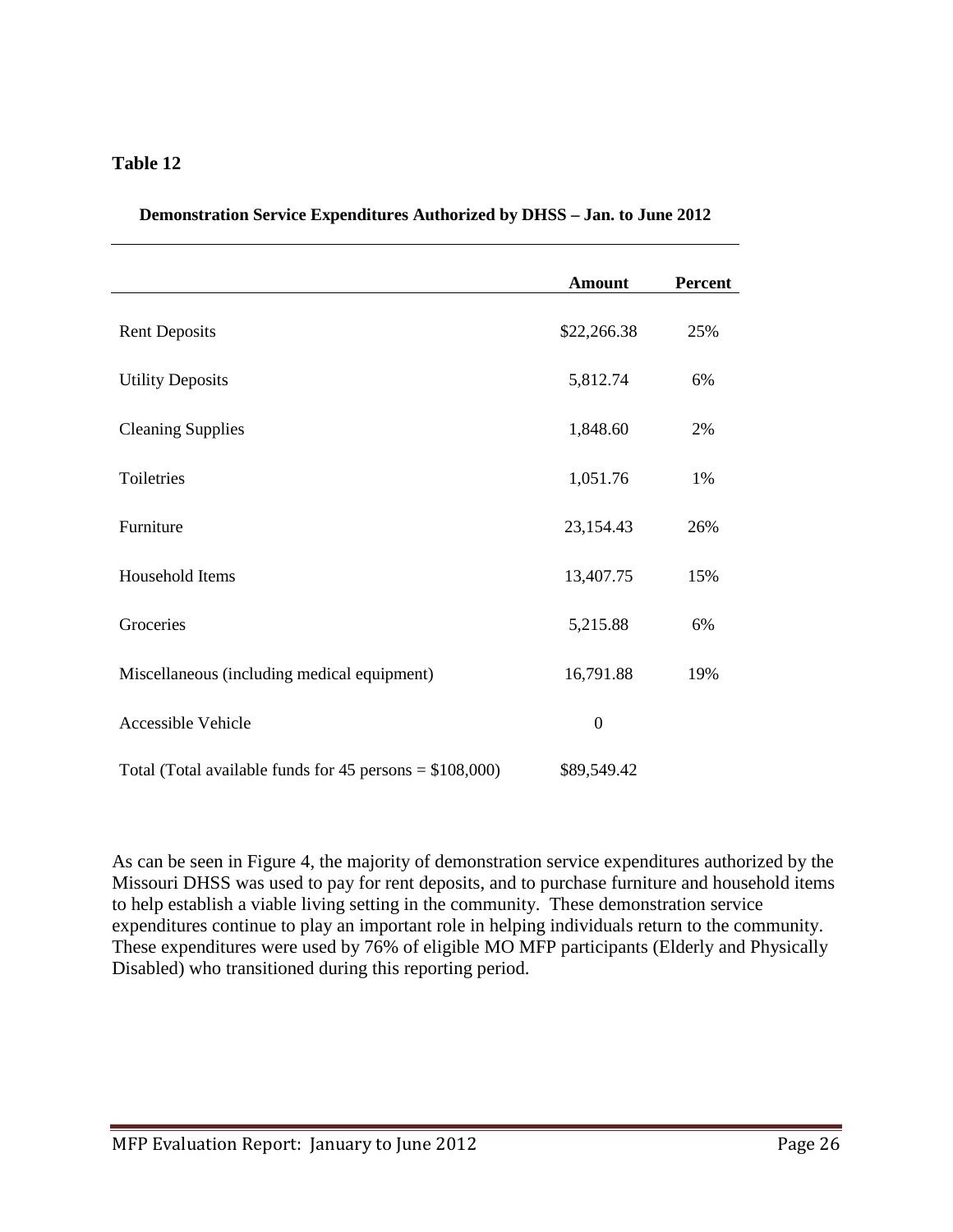**Table 12**

**Demonstration Service Expenditures Authorized by DHSS – Jan. to June 2012**

| | Amount | Percent |
|---|---|---|
| Rent Deposits | $22,266.38 | 25% |
| Utility Deposits | 5,812.74 | 6% |
| Cleaning Supplies | 1,848.60 | 2% |
| Toiletries | 1,051.76 | 1% |
| Furniture | 23,154.43 | 26% |
| Household Items | 13,407.75 | 15% |
| Groceries | 5,215.88 | 6% |
| Miscellaneous (including medical equipment) | 16,791.88 | 19% |
| Accessible Vehicle | 0 | |
| Total (Total available funds for 45 persons = $108,000) | $89,549.42 | |

As can be seen in Figure 4, the majority of demonstration service expenditures authorized by the Missouri DHSS was used to pay for rent deposits, and to purchase furniture and household items to help establish a viable living setting in the community. These demonstration service expenditures continue to play an important role in helping individuals return to the community. These expenditures were used by 76% of eligible MO MFP participants (Elderly and Physically Disabled) who transitioned during this reporting period.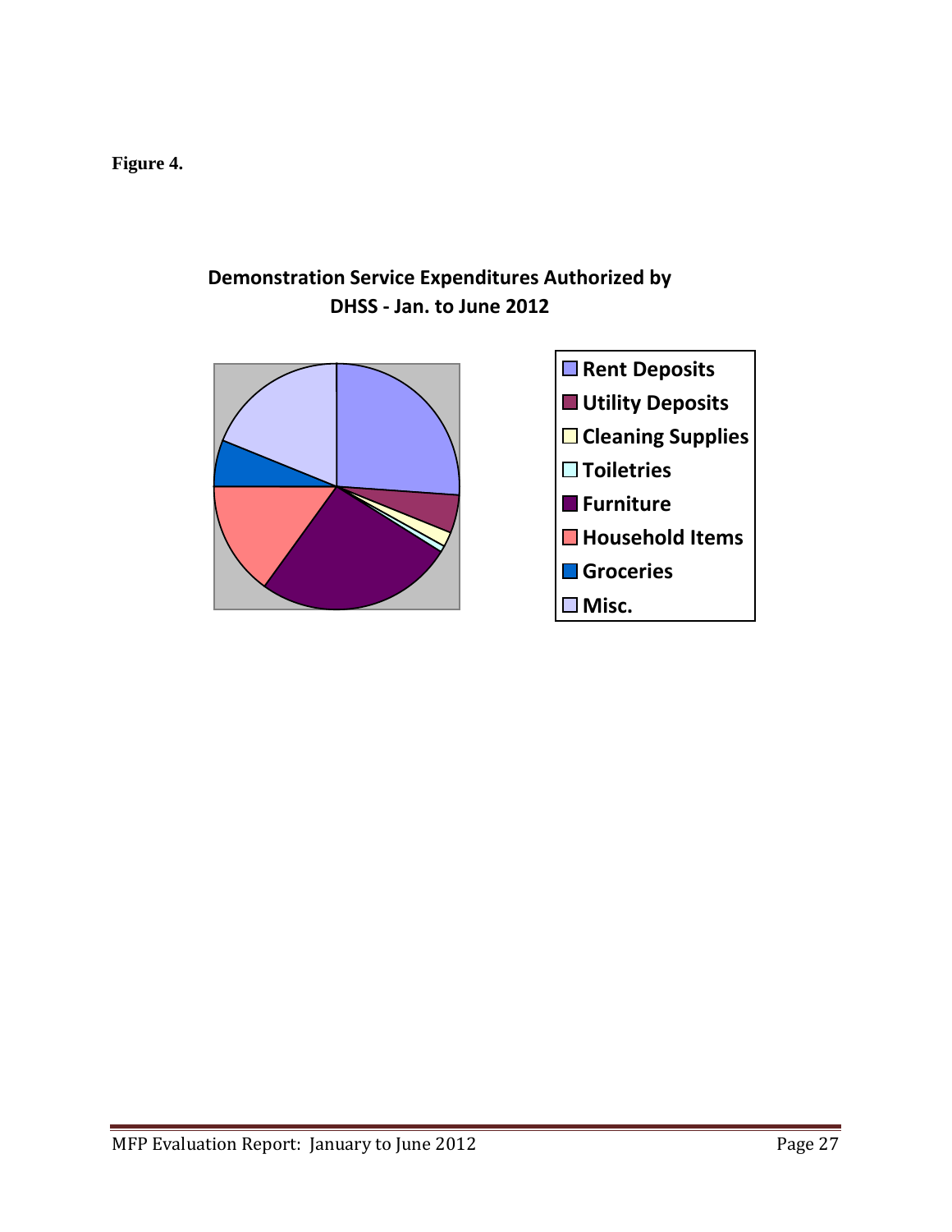**Figure 4.**

**Demonstration Service Expenditures Authorized by DHSS - Jan. to June 2012**

- Rent Deposits
- Utility Deposits
- Cleaning Supplies
- Toiletries
- Furniture
- Household Items
- Groceries
- Misc.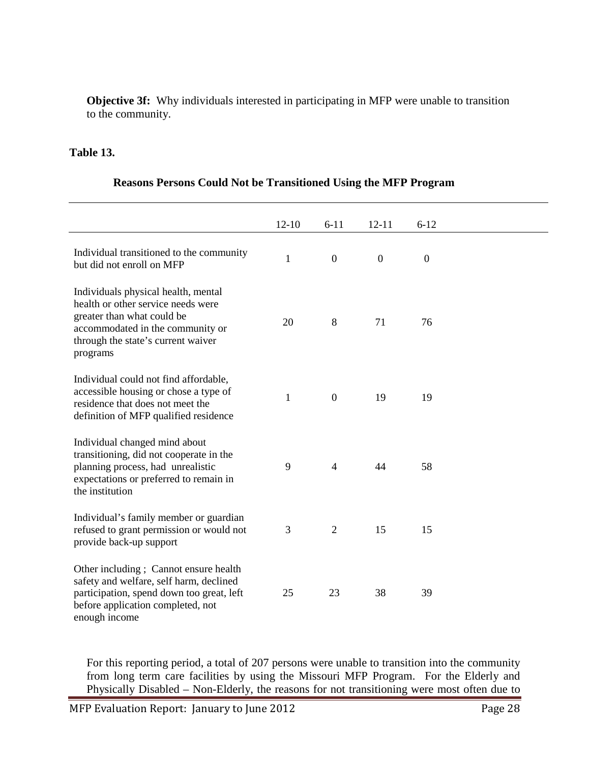**Objective 3f:** Why individuals interested in participating in MFP were unable to transition to the community.

**Table 13.**

**Reasons Persons Could Not be Transitioned Using the MFP Program**

| | 12-10 | 6-11 | 12-11 | 6-12 |
|---|---|---|---|---|
| Individual transitioned to the community but did not enroll on MFP | 1 | 0 | 0 | 0 |
| Individuals physical health, mental health or other service needs were greater than what could be accommodated in the community or through the state's current waiver programs | 20 | 8 | 71 | 76 |
| Individual could not find affordable, accessible housing or chose a type of residence that does not meet the definition of MFP qualified residence | 1 | 0 | 19 | 19 |
| Individual changed mind about transitioning, did not cooperate in the planning process, had unrealistic expectations or preferred to remain in the institution | 9 | 4 | 44 | 58 |
| Individual's family member or guardian refused to grant permission or would not provide back-up support | 3 | 2 | 15 | 15 |
| Other including ; Cannot ensure health safety and welfare, self harm, declined participation, spend down too great, left before application completed, not enough income | 25 | 23 | 38 | 39 |

For this reporting period, a total of 207 persons were unable to transition into the community from long term care facilities by using the Missouri MFP Program. For the Elderly and Physically Disabled – Non-Elderly, the reasons for not transitioning were most often due to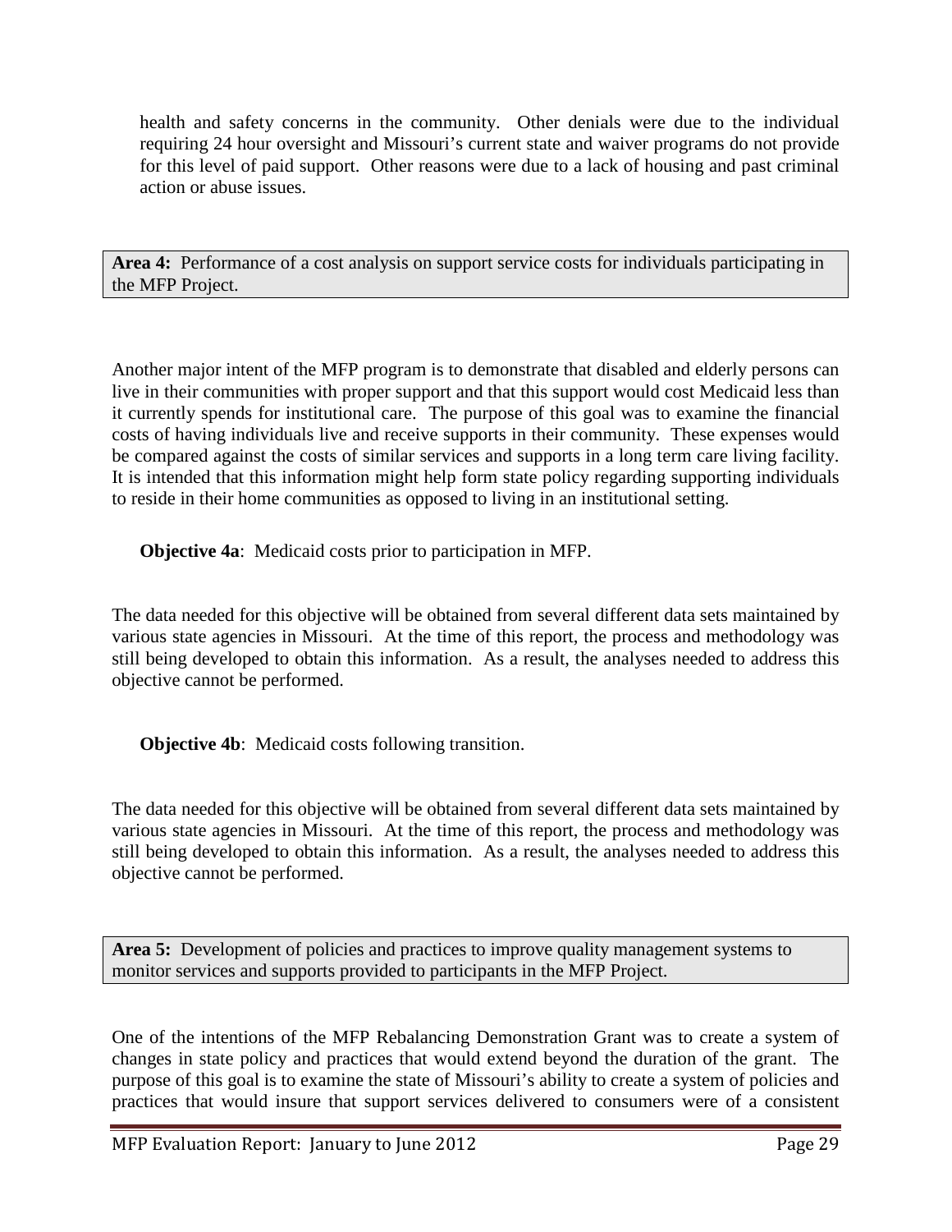health and safety concerns in the community. Other denials were due to the individual requiring 24 hour oversight and Missouri's current state and waiver programs do not provide for this level of paid support. Other reasons were due to a lack of housing and past criminal action or abuse issues.

**Area 4:** Performance of a cost analysis on support service costs for individuals participating in the MFP Project.

Another major intent of the MFP program is to demonstrate that disabled and elderly persons can live in their communities with proper support and that this support would cost Medicaid less than it currently spends for institutional care. The purpose of this goal was to examine the financial costs of having individuals live and receive supports in their community. These expenses would be compared against the costs of similar services and supports in a long term care living facility. It is intended that this information might help form state policy regarding supporting individuals to reside in their home communities as opposed to living in an institutional setting.

**Objective 4a**: Medicaid costs prior to participation in MFP.

The data needed for this objective will be obtained from several different data sets maintained by various state agencies in Missouri. At the time of this report, the process and methodology was still being developed to obtain this information. As a result, the analyses needed to address this objective cannot be performed.

**Objective 4b**: Medicaid costs following transition.

The data needed for this objective will be obtained from several different data sets maintained by various state agencies in Missouri. At the time of this report, the process and methodology was still being developed to obtain this information. As a result, the analyses needed to address this objective cannot be performed.

**Area 5:** Development of policies and practices to improve quality management systems to monitor services and supports provided to participants in the MFP Project.

One of the intentions of the MFP Rebalancing Demonstration Grant was to create a system of changes in state policy and practices that would extend beyond the duration of the grant. The purpose of this goal is to examine the state of Missouri's ability to create a system of policies and practices that would insure that support services delivered to consumers were of a consistent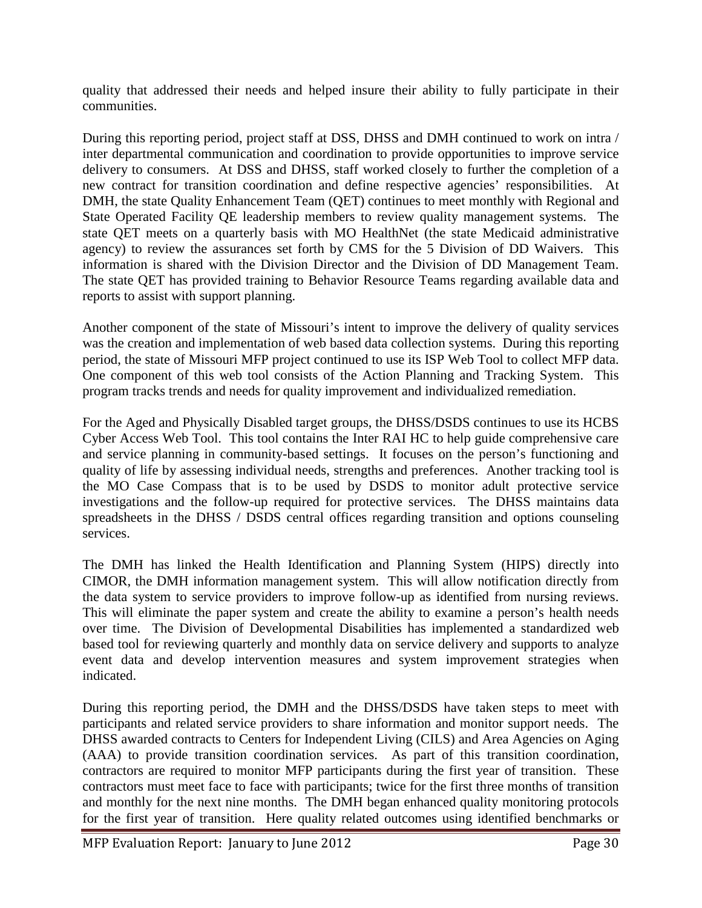quality that addressed their needs and helped insure their ability to fully participate in their communities.

During this reporting period, project staff at DSS, DHSS and DMH continued to work on intra / inter departmental communication and coordination to provide opportunities to improve service delivery to consumers. At DSS and DHSS, staff worked closely to further the completion of a new contract for transition coordination and define respective agencies' responsibilities. At DMH, the state Quality Enhancement Team (QET) continues to meet monthly with Regional and State Operated Facility QE leadership members to review quality management systems. The state QET meets on a quarterly basis with MO HealthNet (the state Medicaid administrative agency) to review the assurances set forth by CMS for the 5 Division of DD Waivers. This information is shared with the Division Director and the Division of DD Management Team. The state QET has provided training to Behavior Resource Teams regarding available data and reports to assist with support planning.

Another component of the state of Missouri's intent to improve the delivery of quality services was the creation and implementation of web based data collection systems. During this reporting period, the state of Missouri MFP project continued to use its ISP Web Tool to collect MFP data. One component of this web tool consists of the Action Planning and Tracking System. This program tracks trends and needs for quality improvement and individualized remediation.

For the Aged and Physically Disabled target groups, the DHSS/DSDS continues to use its HCBS Cyber Access Web Tool. This tool contains the Inter RAI HC to help guide comprehensive care and service planning in community-based settings. It focuses on the person's functioning and quality of life by assessing individual needs, strengths and preferences. Another tracking tool is the MO Case Compass that is to be used by DSDS to monitor adult protective service investigations and the follow-up required for protective services. The DHSS maintains data spreadsheets in the DHSS / DSDS central offices regarding transition and options counseling services.

The DMH has linked the Health Identification and Planning System (HIPS) directly into CIMOR, the DMH information management system. This will allow notification directly from the data system to service providers to improve follow-up as identified from nursing reviews. This will eliminate the paper system and create the ability to examine a person's health needs over time. The Division of Developmental Disabilities has implemented a standardized web based tool for reviewing quarterly and monthly data on service delivery and supports to analyze event data and develop intervention measures and system improvement strategies when indicated.

During this reporting period, the DMH and the DHSS/DSDS have taken steps to meet with participants and related service providers to share information and monitor support needs. The DHSS awarded contracts to Centers for Independent Living (CILS) and Area Agencies on Aging (AAA) to provide transition coordination services. As part of this transition coordination, contractors are required to monitor MFP participants during the first year of transition. These contractors must meet face to face with participants; twice for the first three months of transition and monthly for the next nine months. The DMH began enhanced quality monitoring protocols for the first year of transition. Here quality related outcomes using identified benchmarks or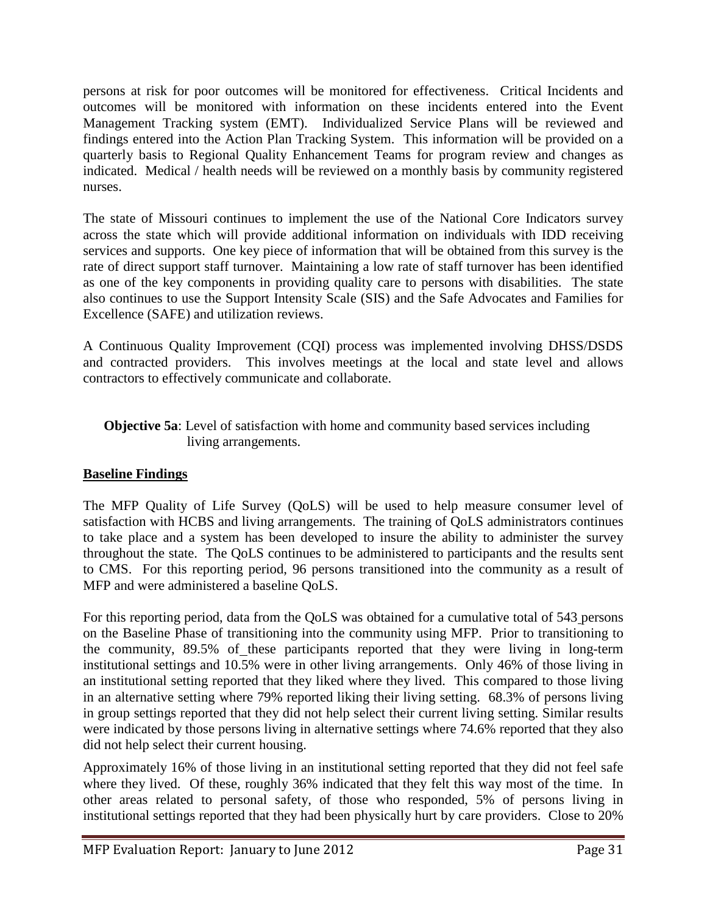persons at risk for poor outcomes will be monitored for effectiveness. Critical Incidents and outcomes will be monitored with information on these incidents entered into the Event Management Tracking system (EMT). Individualized Service Plans will be reviewed and findings entered into the Action Plan Tracking System. This information will be provided on a quarterly basis to Regional Quality Enhancement Teams for program review and changes as indicated. Medical / health needs will be reviewed on a monthly basis by community registered nurses.

The state of Missouri continues to implement the use of the National Core Indicators survey across the state which will provide additional information on individuals with IDD receiving services and supports. One key piece of information that will be obtained from this survey is the rate of direct support staff turnover. Maintaining a low rate of staff turnover has been identified as one of the key components in providing quality care to persons with disabilities. The state also continues to use the Support Intensity Scale (SIS) and the Safe Advocates and Families for Excellence (SAFE) and utilization reviews.

A Continuous Quality Improvement (CQI) process was implemented involving DHSS/DSDS and contracted providers. This involves meetings at the local and state level and allows contractors to effectively communicate and collaborate.

**Objective 5a**: Level of satisfaction with home and community based services including living arrangements.

**Baseline Findings**

The MFP Quality of Life Survey (QoLS) will be used to help measure consumer level of satisfaction with HCBS and living arrangements. The training of QoLS administrators continues to take place and a system has been developed to insure the ability to administer the survey throughout the state. The QoLS continues to be administered to participants and the results sent to CMS. For this reporting period, 96 persons transitioned into the community as a result of MFP and were administered a baseline QoLS.

For this reporting period, data from the QoLS was obtained for a cumulative total of 543 persons on the Baseline Phase of transitioning into the community using MFP. Prior to transitioning to the community, 89.5% of these participants reported that they were living in long-term institutional settings and 10.5% were in other living arrangements. Only 46% of those living in an institutional setting reported that they liked where they lived. This compared to those living in an alternative setting where 79% reported liking their living setting. 68.3% of persons living in group settings reported that they did not help select their current living setting. Similar results were indicated by those persons living in alternative settings where 74.6% reported that they also did not help select their current housing.

Approximately 16% of those living in an institutional setting reported that they did not feel safe where they lived. Of these, roughly 36% indicated that they felt this way most of the time. In other areas related to personal safety, of those who responded, 5% of persons living in institutional settings reported that they had been physically hurt by care providers. Close to 20%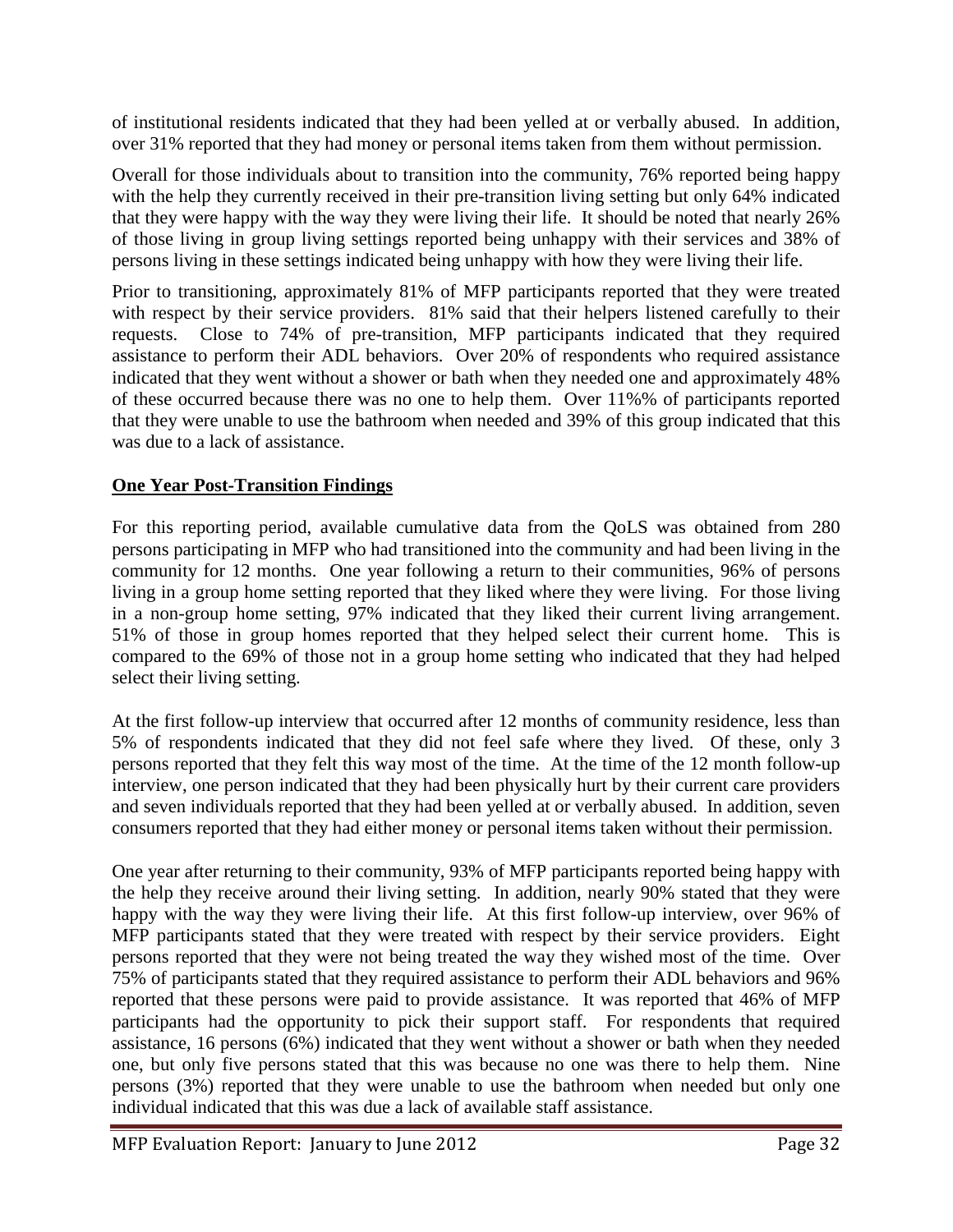of institutional residents indicated that they had been yelled at or verbally abused. In addition, over 31% reported that they had money or personal items taken from them without permission.

Overall for those individuals about to transition into the community, 76% reported being happy with the help they currently received in their pre-transition living setting but only 64% indicated that they were happy with the way they were living their life. It should be noted that nearly 26% of those living in group living settings reported being unhappy with their services and 38% of persons living in these settings indicated being unhappy with how they were living their life.

Prior to transitioning, approximately 81% of MFP participants reported that they were treated with respect by their service providers. 81% said that their helpers listened carefully to their requests. Close to 74% of pre-transition, MFP participants indicated that they required assistance to perform their ADL behaviors. Over 20% of respondents who required assistance indicated that they went without a shower or bath when they needed one and approximately 48% of these occurred because there was no one to help them. Over 11%% of participants reported that they were unable to use the bathroom when needed and 39% of this group indicated that this was due to a lack of assistance.

**One Year Post-Transition Findings**

For this reporting period, available cumulative data from the QoLS was obtained from 280 persons participating in MFP who had transitioned into the community and had been living in the community for 12 months. One year following a return to their communities, 96% of persons living in a group home setting reported that they liked where they were living. For those living in a non-group home setting, 97% indicated that they liked their current living arrangement. 51% of those in group homes reported that they helped select their current home. This is compared to the 69% of those not in a group home setting who indicated that they had helped select their living setting.

At the first follow-up interview that occurred after 12 months of community residence, less than 5% of respondents indicated that they did not feel safe where they lived. Of these, only 3 persons reported that they felt this way most of the time. At the time of the 12 month follow-up interview, one person indicated that they had been physically hurt by their current care providers and seven individuals reported that they had been yelled at or verbally abused. In addition, seven consumers reported that they had either money or personal items taken without their permission.

One year after returning to their community, 93% of MFP participants reported being happy with the help they receive around their living setting. In addition, nearly 90% stated that they were happy with the way they were living their life. At this first follow-up interview, over 96% of MFP participants stated that they were treated with respect by their service providers. Eight persons reported that they were not being treated the way they wished most of the time. Over 75% of participants stated that they required assistance to perform their ADL behaviors and 96% reported that these persons were paid to provide assistance. It was reported that 46% of MFP participants had the opportunity to pick their support staff. For respondents that required assistance, 16 persons (6%) indicated that they went without a shower or bath when they needed one, but only five persons stated that this was because no one was there to help them. Nine persons (3%) reported that they were unable to use the bathroom when needed but only one individual indicated that this was due a lack of available staff assistance.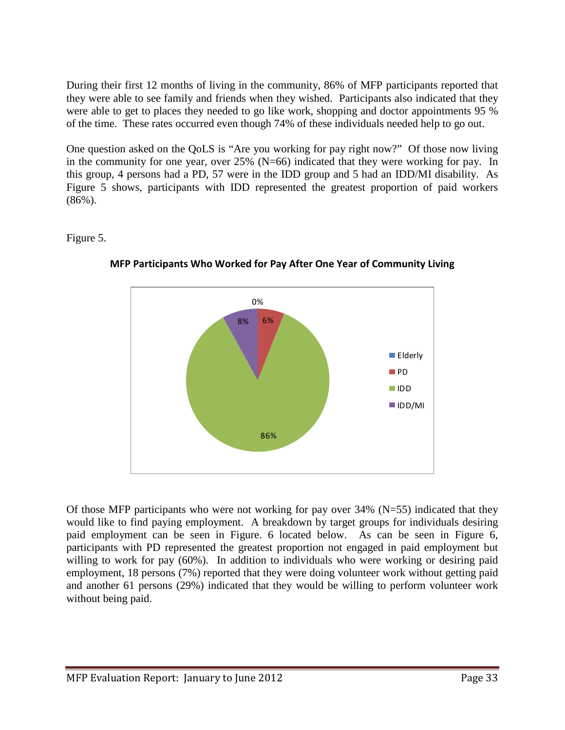During their first 12 months of living in the community, 86% of MFP participants reported that they were able to see family and friends when they wished. Participants also indicated that they were able to get to places they needed to go like work, shopping and doctor appointments 95 % of the time. These rates occurred even though 74% of these individuals needed help to go out.

One question asked on the QoLS is "Are you working for pay right now?" Of those now living in the community for one year, over 25% (N=66) indicated that they were working for pay. In this group, 4 persons had a PD, 57 were in the IDD group and 5 had an IDD/MI disability. As Figure 5 shows, participants with IDD represented the greatest proportion of paid workers (86%).

Figure 5.

**MFP Participants Who Worked for Pay After One Year of Community Living**

| Group | Percent |
|---|---|
| Elderly | 0% |
| PD | 6% |
| IDD | 86% |
| IDD/MI | 8% |

Of those MFP participants who were not working for pay over 34% (N=55) indicated that they would like to find paying employment. A breakdown by target groups for individuals desiring paid employment can be seen in Figure. 6 located below. As can be seen in Figure 6, participants with PD represented the greatest proportion not engaged in paid employment but willing to work for pay (60%). In addition to individuals who were working or desiring paid employment, 18 persons (7%) reported that they were doing volunteer work without getting paid and another 61 persons (29%) indicated that they would be willing to perform volunteer work without being paid.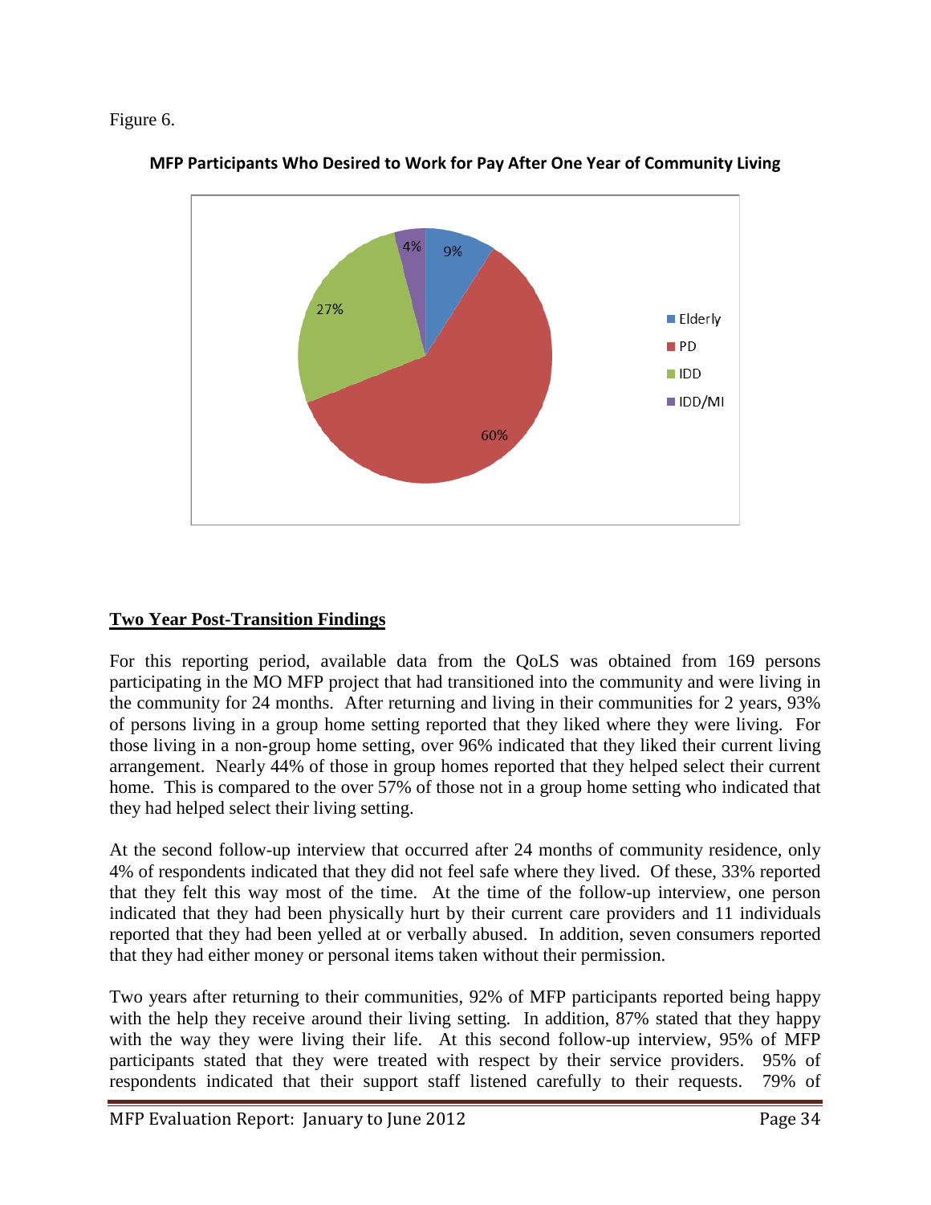Figure 6.

**MFP Participants Who Desired to Work for Pay After One Year of Community Living**

| Category | Percent |
|---|---|
| Elderly | 9% |
| PD | 60% |
| IDD | 27% |
| IDD/MI | 4% |

## Two Year Post-Transition Findings

For this reporting period, available data from the QoLS was obtained from 169 persons participating in the MO MFP project that had transitioned into the community and were living in the community for 24 months. After returning and living in their communities for 2 years, 93% of persons living in a group home setting reported that they liked where they were living. For those living in a non-group home setting, over 96% indicated that they liked their current living arrangement. Nearly 44% of those in group homes reported that they helped select their current home. This is compared to the over 57% of those not in a group home setting who indicated that they had helped select their living setting.

At the second follow-up interview that occurred after 24 months of community residence, only 4% of respondents indicated that they did not feel safe where they lived. Of these, 33% reported that they felt this way most of the time. At the time of the follow-up interview, one person indicated that they had been physically hurt by their current care providers and 11 individuals reported that they had been yelled at or verbally abused. In addition, seven consumers reported that they had either money or personal items taken without their permission.

Two years after returning to their communities, 92% of MFP participants reported being happy with the help they receive around their living setting. In addition, 87% stated that they happy with the way they were living their life. At this second follow-up interview, 95% of MFP participants stated that they were treated with respect by their service providers. 95% of respondents indicated that their support staff listened carefully to their requests. 79% of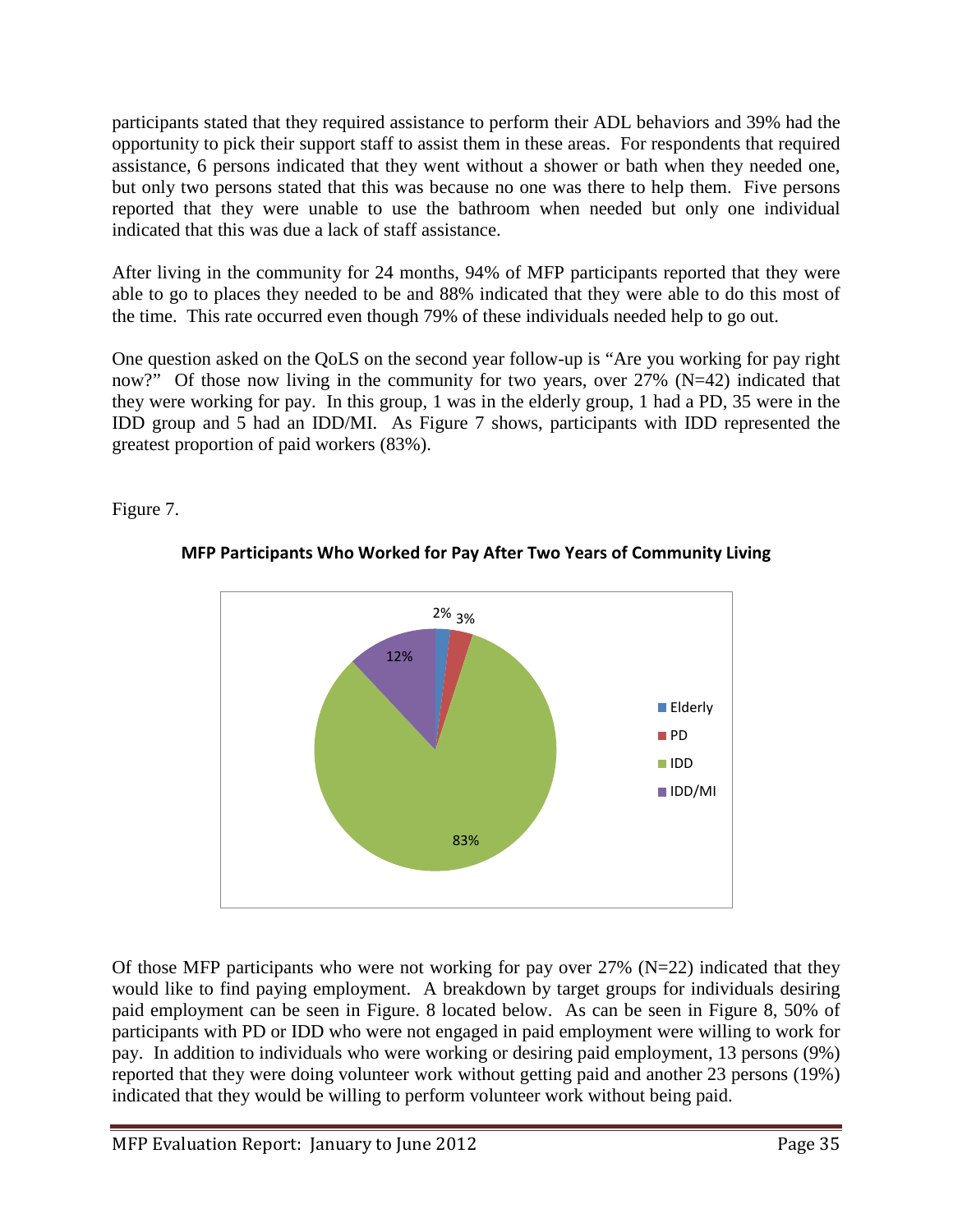participants stated that they required assistance to perform their ADL behaviors and 39% had the opportunity to pick their support staff to assist them in these areas. For respondents that required assistance, 6 persons indicated that they went without a shower or bath when they needed one, but only two persons stated that this was because no one was there to help them. Five persons reported that they were unable to use the bathroom when needed but only one individual indicated that this was due a lack of staff assistance.

After living in the community for 24 months, 94% of MFP participants reported that they were able to go to places they needed to be and 88% indicated that they were able to do this most of the time. This rate occurred even though 79% of these individuals needed help to go out.

One question asked on the QoLS on the second year follow-up is "Are you working for pay right now?" Of those now living in the community for two years, over 27% (N=42) indicated that they were working for pay. In this group, 1 was in the elderly group, 1 had a PD, 35 were in the IDD group and 5 had an IDD/MI. As Figure 7 shows, participants with IDD represented the greatest proportion of paid workers (83%).

Figure 7.

**MFP Participants Who Worked for Pay After Two Years of Community Living**

| Group | Percent |
|---|---|
| Elderly | 2% |
| PD | 3% |
| IDD | 83% |
| IDD/MI | 12% |

Of those MFP participants who were not working for pay over 27% (N=22) indicated that they would like to find paying employment. A breakdown by target groups for individuals desiring paid employment can be seen in Figure. 8 located below. As can be seen in Figure 8, 50% of participants with PD or IDD who were not engaged in paid employment were willing to work for pay. In addition to individuals who were working or desiring paid employment, 13 persons (9%) reported that they were doing volunteer work without getting paid and another 23 persons (19%) indicated that they would be willing to perform volunteer work without being paid.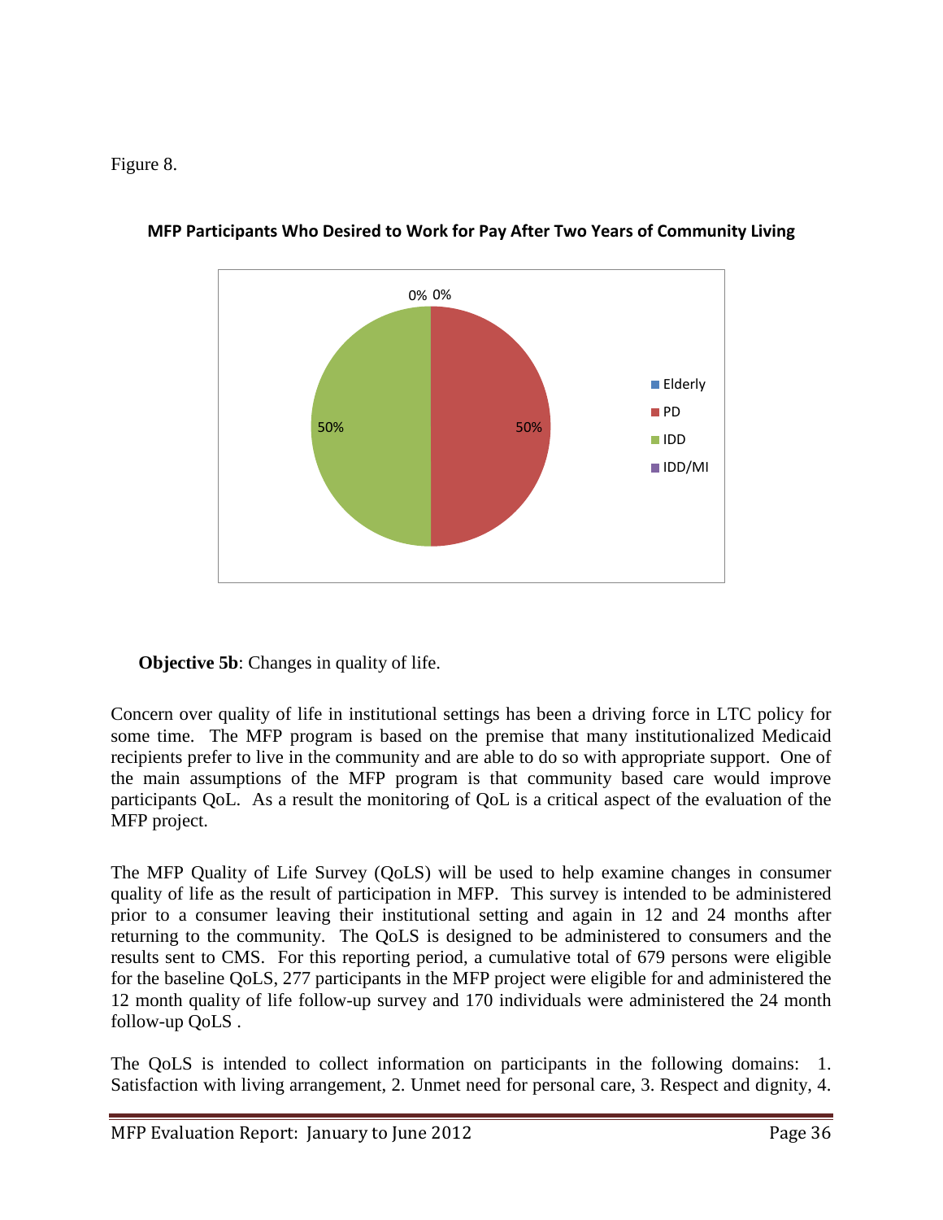Figure 8.

**MFP Participants Who Desired to Work for Pay After Two Years of Community Living**

| Group | Percent |
|---|---|
| Elderly | 0% |
| PD | 50% |
| IDD | 50% |
| IDD/MI | 0% |

**Objective 5b**: Changes in quality of life.

Concern over quality of life in institutional settings has been a driving force in LTC policy for some time. The MFP program is based on the premise that many institutionalized Medicaid recipients prefer to live in the community and are able to do so with appropriate support. One of the main assumptions of the MFP program is that community based care would improve participants QoL. As a result the monitoring of QoL is a critical aspect of the evaluation of the MFP project.

The MFP Quality of Life Survey (QoLS) will be used to help examine changes in consumer quality of life as the result of participation in MFP. This survey is intended to be administered prior to a consumer leaving their institutional setting and again in 12 and 24 months after returning to the community. The QoLS is designed to be administered to consumers and the results sent to CMS. For this reporting period, a cumulative total of 679 persons were eligible for the baseline QoLS, 277 participants in the MFP project were eligible for and administered the 12 month quality of life follow-up survey and 170 individuals were administered the 24 month follow-up QoLS .

The QoLS is intended to collect information on participants in the following domains: 1. Satisfaction with living arrangement, 2. Unmet need for personal care, 3. Respect and dignity, 4.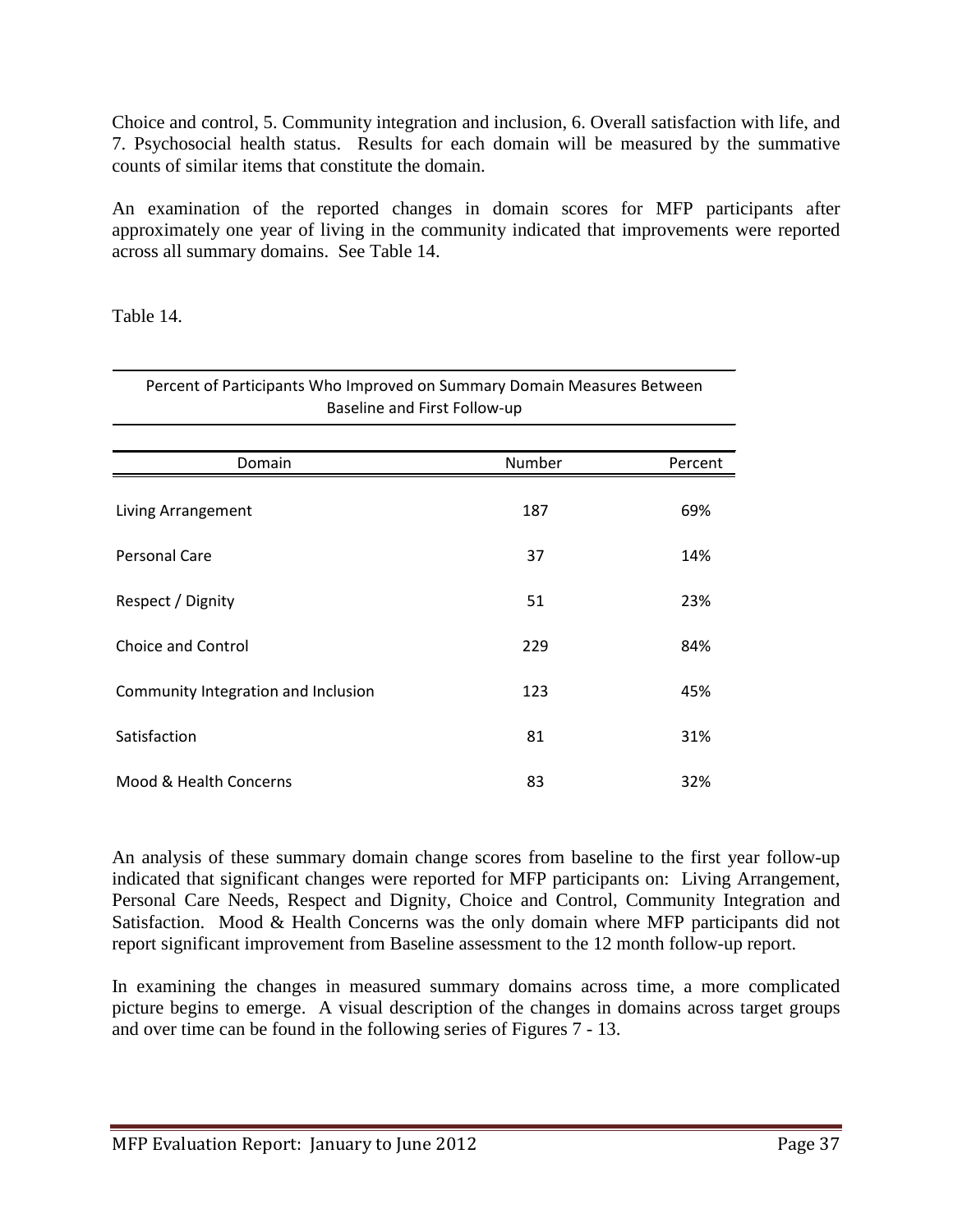Choice and control, 5. Community integration and inclusion, 6. Overall satisfaction with life, and 7. Psychosocial health status. Results for each domain will be measured by the summative counts of similar items that constitute the domain.

An examination of the reported changes in domain scores for MFP participants after approximately one year of living in the community indicated that improvements were reported across all summary domains. See Table 14.

Table 14.

Percent of Participants Who Improved on Summary Domain Measures Between Baseline and First Follow-up

| Domain | Number | Percent |
|---|---|---|
| Living Arrangement | 187 | 69% |
| Personal Care | 37 | 14% |
| Respect / Dignity | 51 | 23% |
| Choice and Control | 229 | 84% |
| Community Integration and Inclusion | 123 | 45% |
| Satisfaction | 81 | 31% |
| Mood & Health Concerns | 83 | 32% |

An analysis of these summary domain change scores from baseline to the first year follow-up indicated that significant changes were reported for MFP participants on: Living Arrangement, Personal Care Needs, Respect and Dignity, Choice and Control, Community Integration and Satisfaction. Mood & Health Concerns was the only domain where MFP participants did not report significant improvement from Baseline assessment to the 12 month follow-up report.

In examining the changes in measured summary domains across time, a more complicated picture begins to emerge. A visual description of the changes in domains across target groups and over time can be found in the following series of Figures 7 - 13.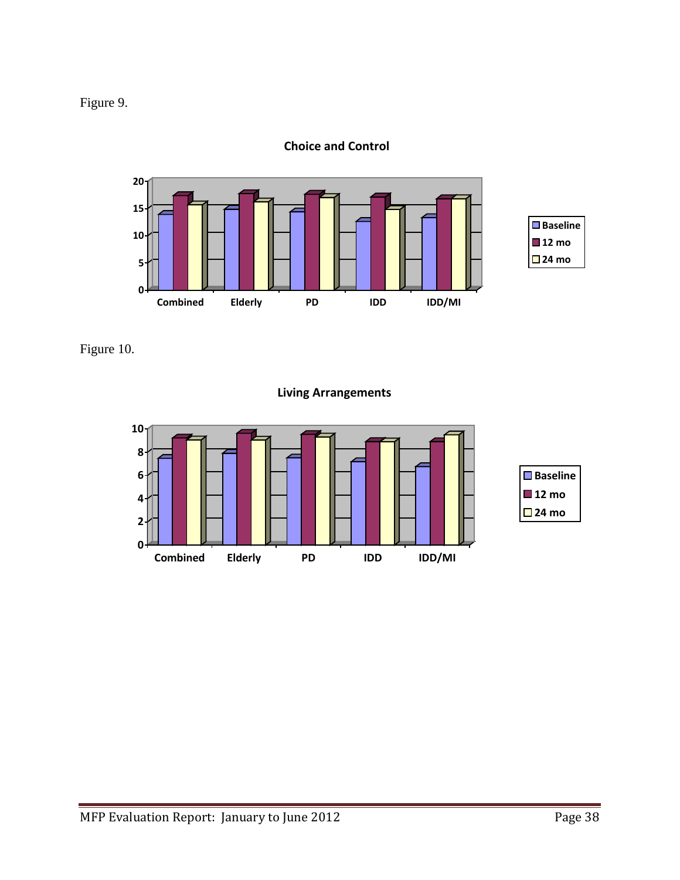Figure 9.

**Choice and Control**

Figure 10.

**Living Arrangements**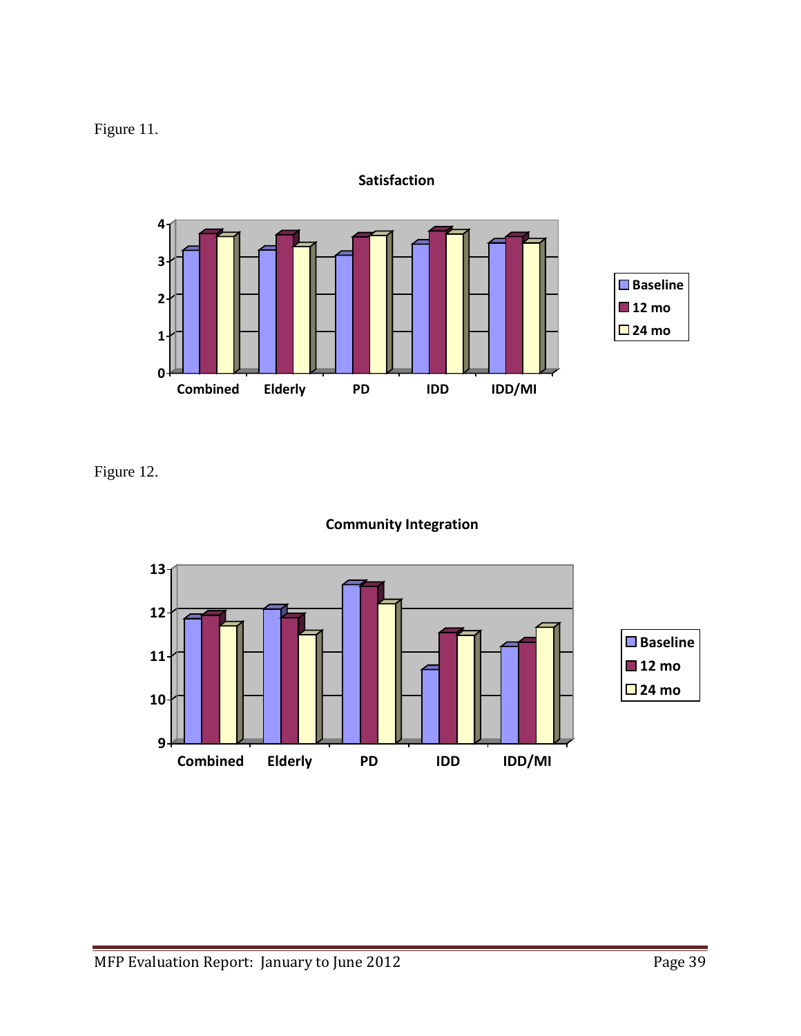Figure 11.

**Satisfaction**

Figure 12.

**Community Integration**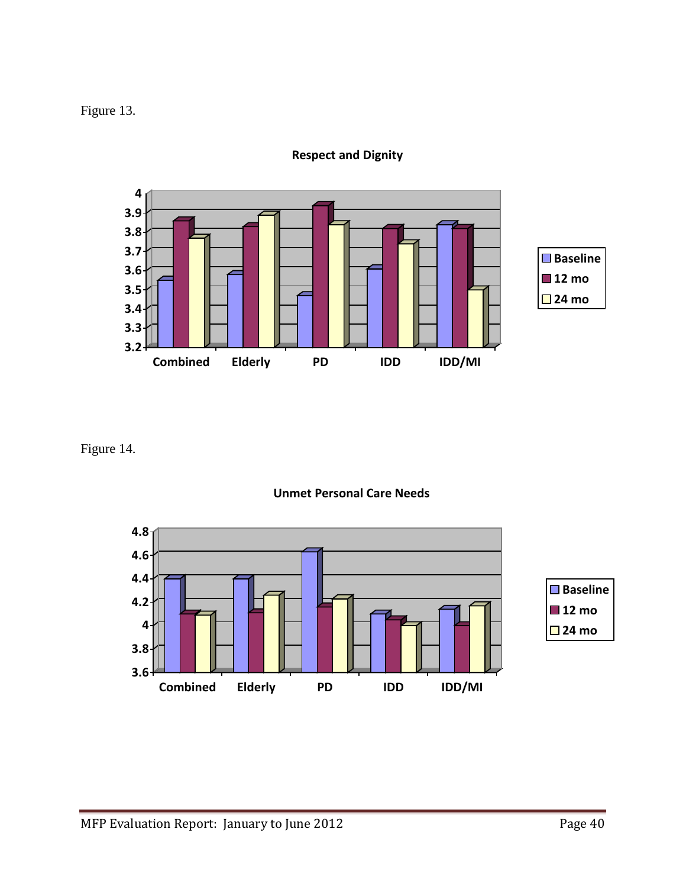Figure 13.

**Respect and Dignity**

Figure 14.

**Unmet Personal Care Needs**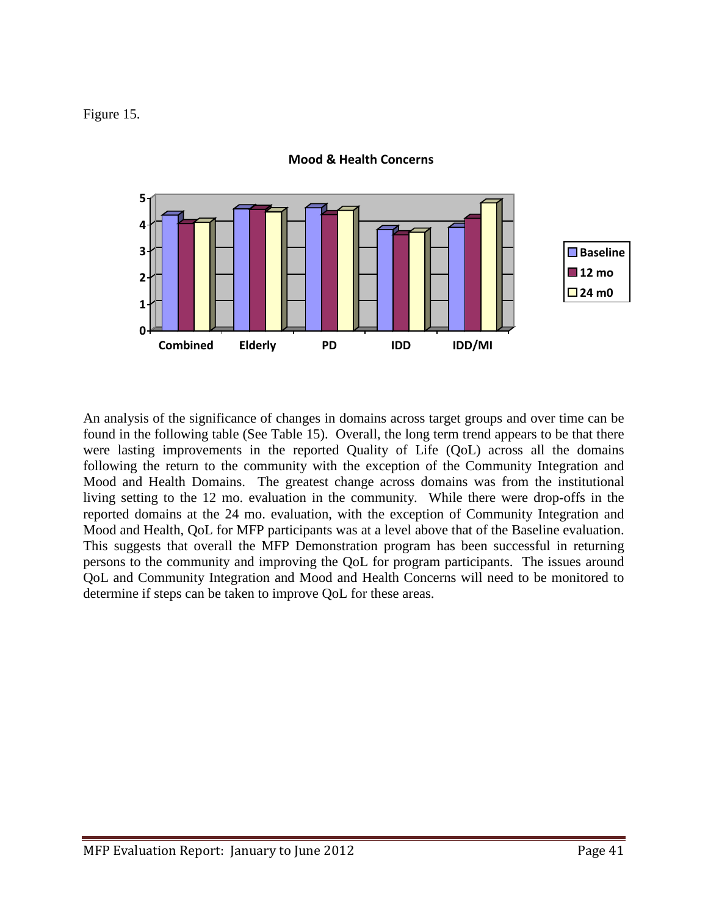Figure 15.

**Mood & Health Concerns**

An analysis of the significance of changes in domains across target groups and over time can be found in the following table (See Table 15). Overall, the long term trend appears to be that there were lasting improvements in the reported Quality of Life (QoL) across all the domains following the return to the community with the exception of the Community Integration and Mood and Health Domains. The greatest change across domains was from the institutional living setting to the 12 mo. evaluation in the community. While there were drop-offs in the reported domains at the 24 mo. evaluation, with the exception of Community Integration and Mood and Health, QoL for MFP participants was at a level above that of the Baseline evaluation. This suggests that overall the MFP Demonstration program has been successful in returning persons to the community and improving the QoL for program participants. The issues around QoL and Community Integration and Mood and Health Concerns will need to be monitored to determine if steps can be taken to improve QoL for these areas.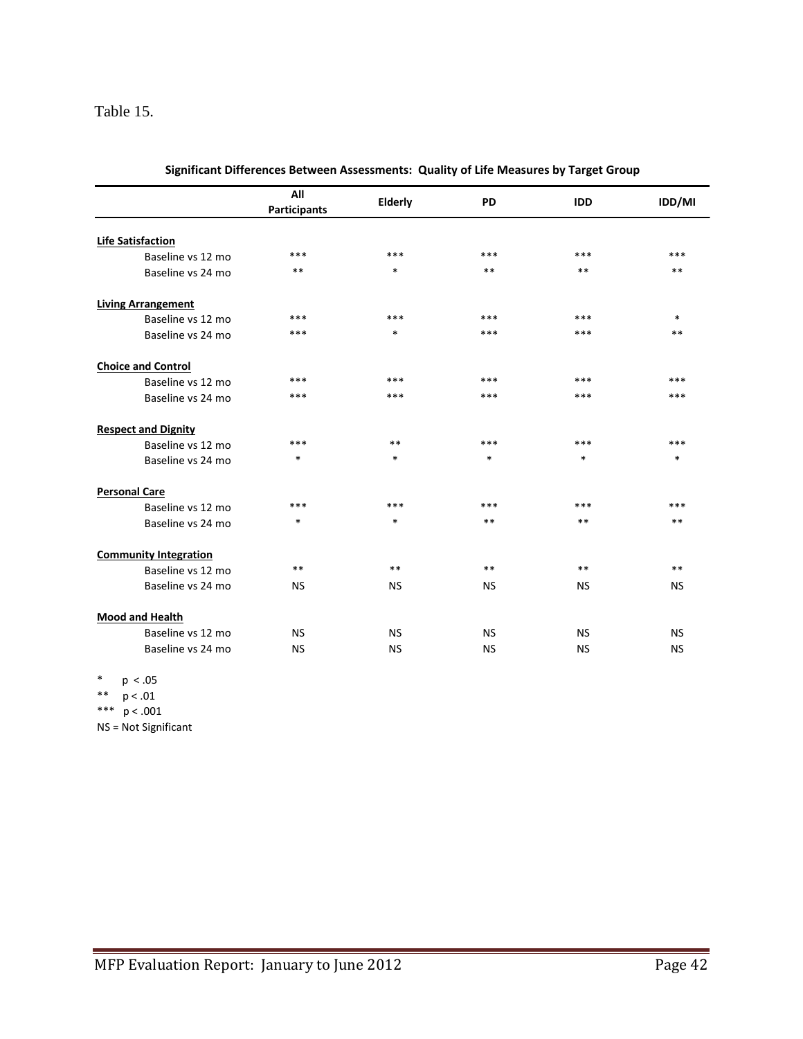Table 15.

**Significant Differences Between Assessments: Quality of Life Measures by Target Group**

| | All Participants | Elderly | PD | IDD | IDD/MI |
|---|---|---|---|---|---|
| **Life Satisfaction** | | | | | |
| Baseline vs 12 mo | *** | *** | *** | *** | *** |
| Baseline vs 24 mo | ** | * | ** | ** | ** |
| **Living Arrangement** | | | | | |
| Baseline vs 12 mo | *** | *** | *** | *** | * |
| Baseline vs 24 mo | *** | * | *** | *** | ** |
| **Choice and Control** | | | | | |
| Baseline vs 12 mo | *** | *** | *** | *** | *** |
| Baseline vs 24 mo | *** | *** | *** | *** | *** |
| **Respect and Dignity** | | | | | |
| Baseline vs 12 mo | *** | ** | *** | *** | *** |
| Baseline vs 24 mo | * | * | * | * | * |
| **Personal Care** | | | | | |
| Baseline vs 12 mo | *** | *** | *** | *** | *** |
| Baseline vs 24 mo | * | * | ** | ** | ** |
| **Community Integration** | | | | | |
| Baseline vs 12 mo | ** | ** | ** | ** | ** |
| Baseline vs 24 mo | NS | NS | NS | NS | NS |
| **Mood and Health** | | | | | |
| Baseline vs 12 mo | NS | NS | NS | NS | NS |
| Baseline vs 24 mo | NS | NS | NS | NS | NS |

\* $p < .05$

** $p < .01$

*** $p < .001$

NS = Not Significant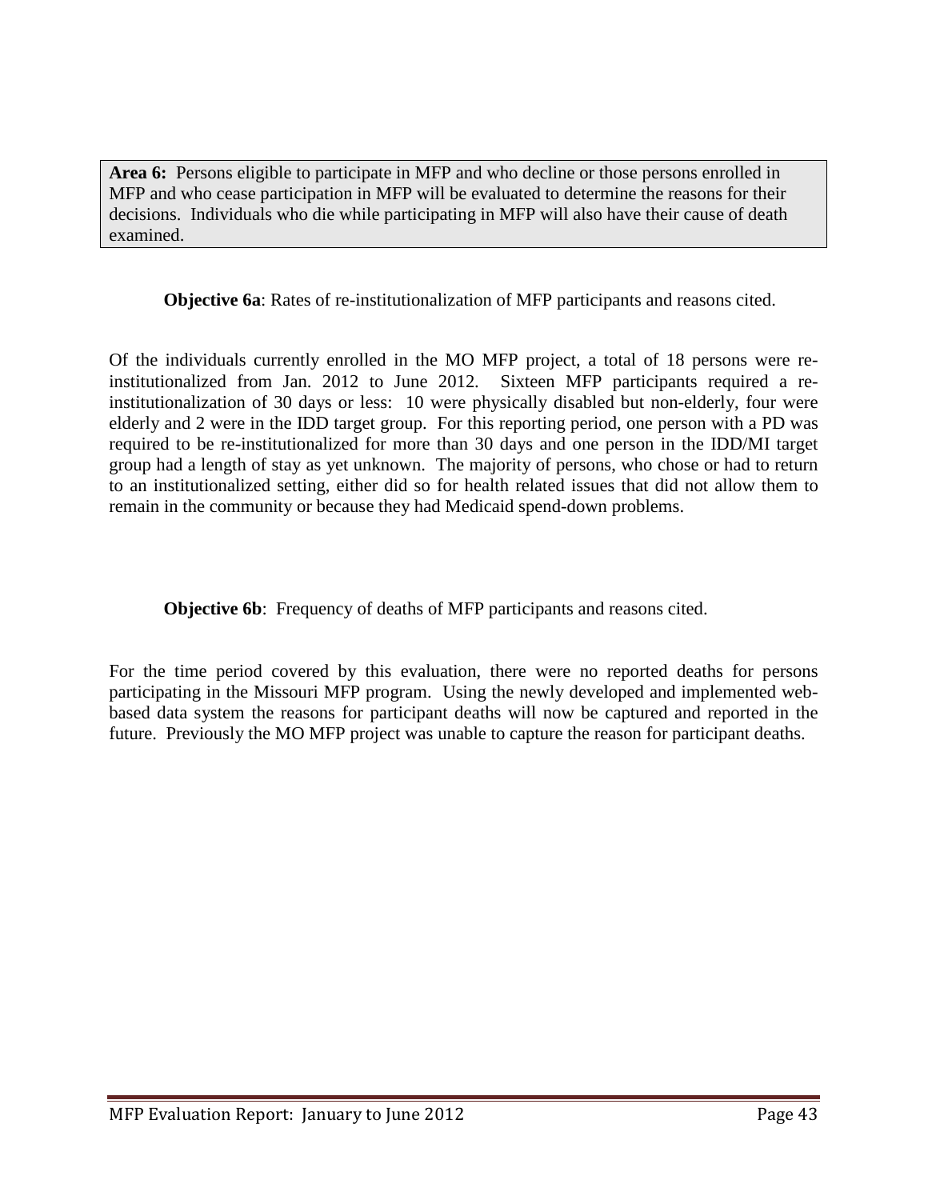**Area 6:** Persons eligible to participate in MFP and who decline or those persons enrolled in MFP and who cease participation in MFP will be evaluated to determine the reasons for their decisions. Individuals who die while participating in MFP will also have their cause of death examined.

**Objective 6a**: Rates of re-institutionalization of MFP participants and reasons cited.

Of the individuals currently enrolled in the MO MFP project, a total of 18 persons were re-institutionalized from Jan. 2012 to June 2012. Sixteen MFP participants required a re-institutionalization of 30 days or less: 10 were physically disabled but non-elderly, four were elderly and 2 were in the IDD target group. For this reporting period, one person with a PD was required to be re-institutionalized for more than 30 days and one person in the IDD/MI target group had a length of stay as yet unknown. The majority of persons, who chose or had to return to an institutionalized setting, either did so for health related issues that did not allow them to remain in the community or because they had Medicaid spend-down problems.

**Objective 6b**: Frequency of deaths of MFP participants and reasons cited.

For the time period covered by this evaluation, there were no reported deaths for persons participating in the Missouri MFP program. Using the newly developed and implemented web-based data system the reasons for participant deaths will now be captured and reported in the future. Previously the MO MFP project was unable to capture the reason for participant deaths.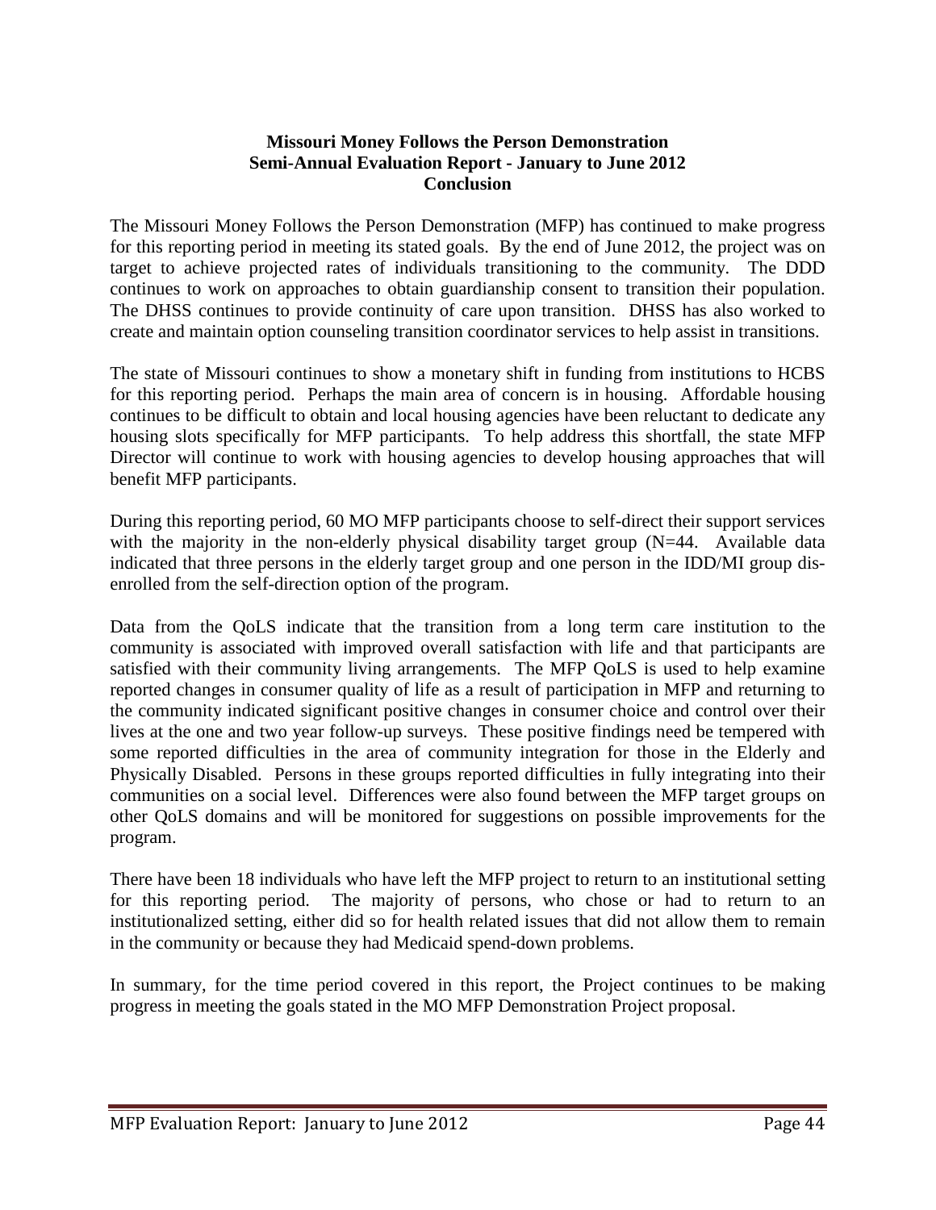**Missouri Money Follows the Person Demonstration**
**Semi-Annual Evaluation Report - January to June 2012**
**Conclusion**

The Missouri Money Follows the Person Demonstration (MFP) has continued to make progress for this reporting period in meeting its stated goals. By the end of June 2012, the project was on target to achieve projected rates of individuals transitioning to the community. The DDD continues to work on approaches to obtain guardianship consent to transition their population. The DHSS continues to provide continuity of care upon transition. DHSS has also worked to create and maintain option counseling transition coordinator services to help assist in transitions.

The state of Missouri continues to show a monetary shift in funding from institutions to HCBS for this reporting period. Perhaps the main area of concern is in housing. Affordable housing continues to be difficult to obtain and local housing agencies have been reluctant to dedicate any housing slots specifically for MFP participants. To help address this shortfall, the state MFP Director will continue to work with housing agencies to develop housing approaches that will benefit MFP participants.

During this reporting period, 60 MO MFP participants choose to self-direct their support services with the majority in the non-elderly physical disability target group (N=44. Available data indicated that three persons in the elderly target group and one person in the IDD/MI group dis-enrolled from the self-direction option of the program.

Data from the QoLS indicate that the transition from a long term care institution to the community is associated with improved overall satisfaction with life and that participants are satisfied with their community living arrangements. The MFP QoLS is used to help examine reported changes in consumer quality of life as a result of participation in MFP and returning to the community indicated significant positive changes in consumer choice and control over their lives at the one and two year follow-up surveys. These positive findings need be tempered with some reported difficulties in the area of community integration for those in the Elderly and Physically Disabled. Persons in these groups reported difficulties in fully integrating into their communities on a social level. Differences were also found between the MFP target groups on other QoLS domains and will be monitored for suggestions on possible improvements for the program.

There have been 18 individuals who have left the MFP project to return to an institutional setting for this reporting period. The majority of persons, who chose or had to return to an institutionalized setting, either did so for health related issues that did not allow them to remain in the community or because they had Medicaid spend-down problems.

In summary, for the time period covered in this report, the Project continues to be making progress in meeting the goals stated in the MO MFP Demonstration Project proposal.